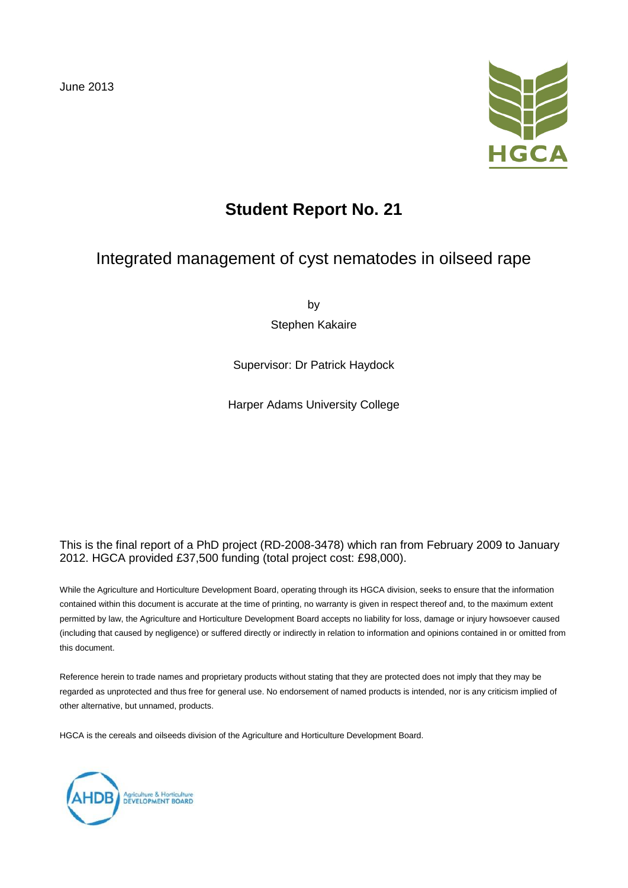June 2013

# Student Report No. 21

## Integrated management of cyst nematodes in oilseed rape

by

Stephen Kakaire

Supervisor: Dr Patrick Haydock

Harper Adams University College

This is the final report of a PhD project (RD-2008-3478) which ran from February 2009 to January 2012. HGCA provided £37,500 funding (total project cost: £98,000).

While the Agriculture and Horticulture Development Board, operating through its HGCA division, seeks to ensure that the information contained within this document is accurate at the time of printing, no warranty is given in respect thereof and, to the maximum extent permitted by law, the Agriculture and Horticulture Development Board accepts no liability for loss, damage or injury howsoever caused (including that caused by negligence) or suffered directly or indirectly in relation to information and opinions contained in or omitted from this document.

Reference herein to trade names and proprietary products without stating that they are protected does not imply that they may be regarded as unprotected and thus free for general use. No endorsement of named products is intended, nor is any criticism implied of other alternative, but unnamed, products.

HGCA is the cereals and oilseeds division of the Agriculture and Horticulture Development Board.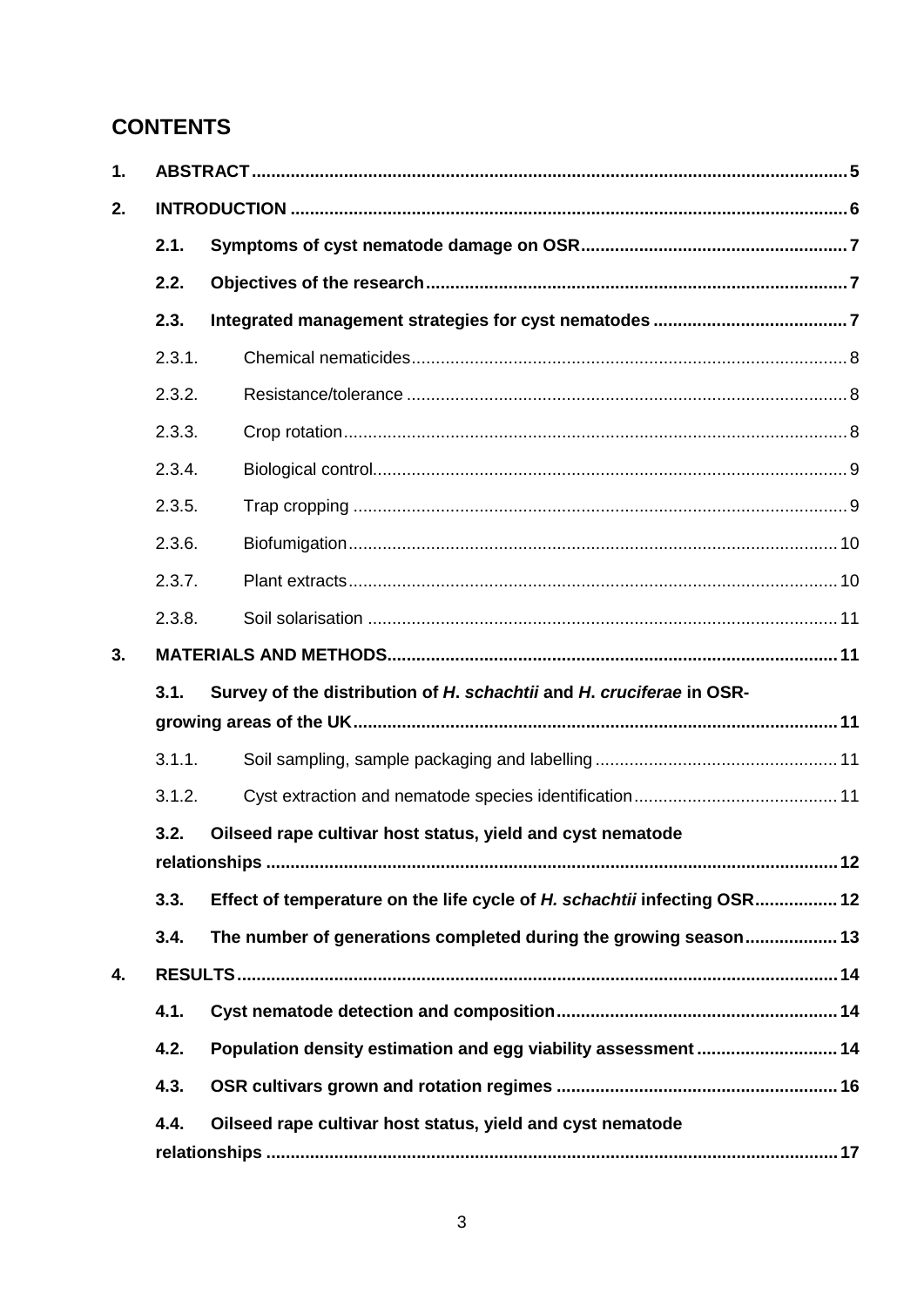## CONTENTS

1. **ABSTRACT** ..... 5
2. **INTRODUCTION** ..... 6
   - **2.1. Symptoms of cyst nematode damage on OSR** ..... 7
   - **2.2. Objectives of the research** ..... 7
   - **2.3. Integrated management strategies for cyst nematodes** ..... 7
     - 2.3.1. Chemical nematicides ..... 8
     - 2.3.2. Resistance/tolerance ..... 8
     - 2.3.3. Crop rotation ..... 8
     - 2.3.4. Biological control ..... 9
     - 2.3.5. Trap cropping ..... 9
     - 2.3.6. Biofumigation ..... 10
     - 2.3.7. Plant extracts ..... 10
     - 2.3.8. Soil solarisation ..... 11
3. **MATERIALS AND METHODS** ..... 11
   - **3.1. Survey of the distribution of *H. schachtii* and *H. cruciferae* in OSR-growing areas of the UK** ..... 11
     - 3.1.1. Soil sampling, sample packaging and labelling ..... 11
     - 3.1.2. Cyst extraction and nematode species identification ..... 11
   - **3.2. Oilseed rape cultivar host status, yield and cyst nematode relationships** ..... 12
   - **3.3. Effect of temperature on the life cycle of *H. schachtii* infecting OSR** ..... 12
   - **3.4. The number of generations completed during the growing season** ..... 13
4. **RESULTS** ..... 14
   - **4.1. Cyst nematode detection and composition** ..... 14
   - **4.2. Population density estimation and egg viability assessment** ..... 14
   - **4.3. OSR cultivars grown and rotation regimes** ..... 16
   - **4.4. Oilseed rape cultivar host status, yield and cyst nematode relationships** ..... 17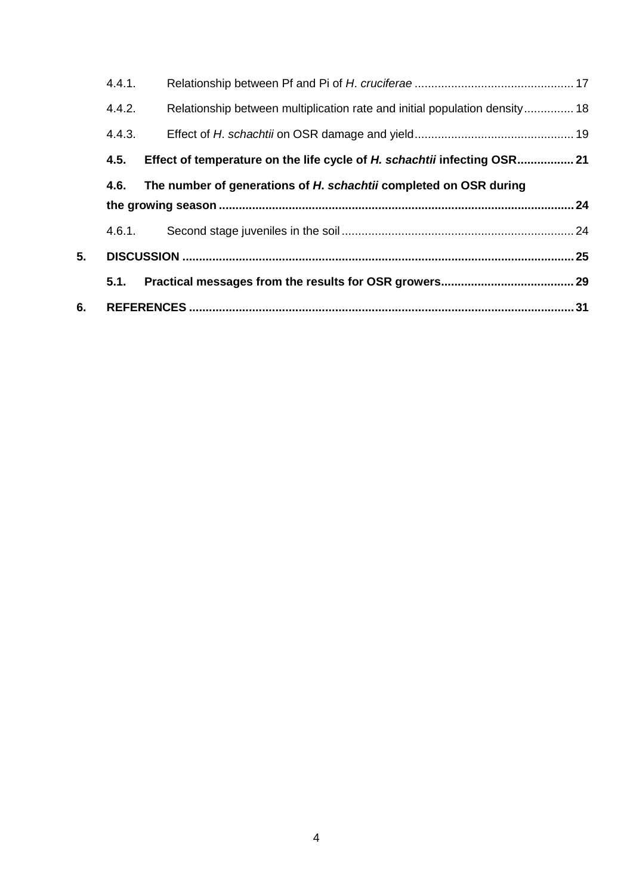4.4.1. Relationship between Pf and Pi of *H. cruciferae* ................................................ 17

4.4.2. Relationship between multiplication rate and initial population density............... 18

4.4.3. Effect of *H. schachtii* on OSR damage and yield................................................ 19

**4.5. Effect of temperature on the life cycle of *H. schachtii* infecting OSR................. 21**

**4.6. The number of generations of *H. schachtii* completed on OSR during the growing season.......................................................................................................... 24**

4.6.1. Second stage juveniles in the soil...................................................................... 24

**5. DISCUSSION ..................................................................................................................... 25**

**5.1. Practical messages from the results for OSR growers........................................ 29**

**6. REFERENCES .................................................................................................................... 31**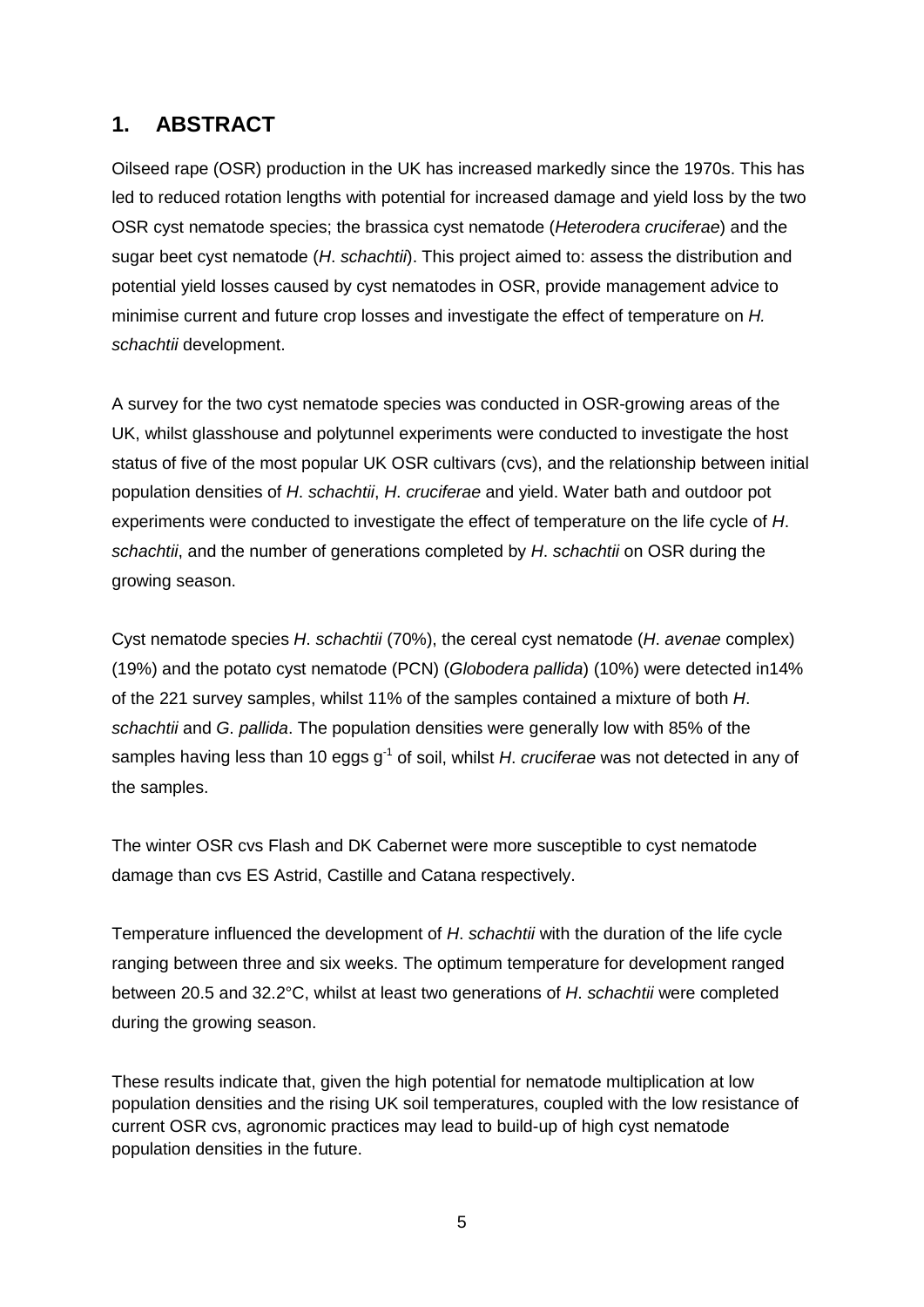## 1. ABSTRACT

Oilseed rape (OSR) production in the UK has increased markedly since the 1970s. This has led to reduced rotation lengths with potential for increased damage and yield loss by the two OSR cyst nematode species; the brassica cyst nematode (*Heterodera cruciferae*) and the sugar beet cyst nematode (*H. schachtii*). This project aimed to: assess the distribution and potential yield losses caused by cyst nematodes in OSR, provide management advice to minimise current and future crop losses and investigate the effect of temperature on *H. schachtii* development.

A survey for the two cyst nematode species was conducted in OSR-growing areas of the UK, whilst glasshouse and polytunnel experiments were conducted to investigate the host status of five of the most popular UK OSR cultivars (cvs), and the relationship between initial population densities of *H. schachtii*, *H. cruciferae* and yield. Water bath and outdoor pot experiments were conducted to investigate the effect of temperature on the life cycle of *H. schachtii*, and the number of generations completed by *H. schachtii* on OSR during the growing season.

Cyst nematode species *H. schachtii* (70%), the cereal cyst nematode (*H. avenae* complex) (19%) and the potato cyst nematode (PCN) (*Globodera pallida*) (10%) were detected in14% of the 221 survey samples, whilst 11% of the samples contained a mixture of both *H. schachtii* and *G. pallida*. The population densities were generally low with 85% of the samples having less than 10 eggs $g^{-1}$ of soil, whilst *H. cruciferae* was not detected in any of the samples.

The winter OSR cvs Flash and DK Cabernet were more susceptible to cyst nematode damage than cvs ES Astrid, Castille and Catana respectively.

Temperature influenced the development of *H. schachtii* with the duration of the life cycle ranging between three and six weeks. The optimum temperature for development ranged between 20.5 and 32.2°C, whilst at least two generations of *H. schachtii* were completed during the growing season.

These results indicate that, given the high potential for nematode multiplication at low population densities and the rising UK soil temperatures, coupled with the low resistance of current OSR cvs, agronomic practices may lead to build-up of high cyst nematode population densities in the future.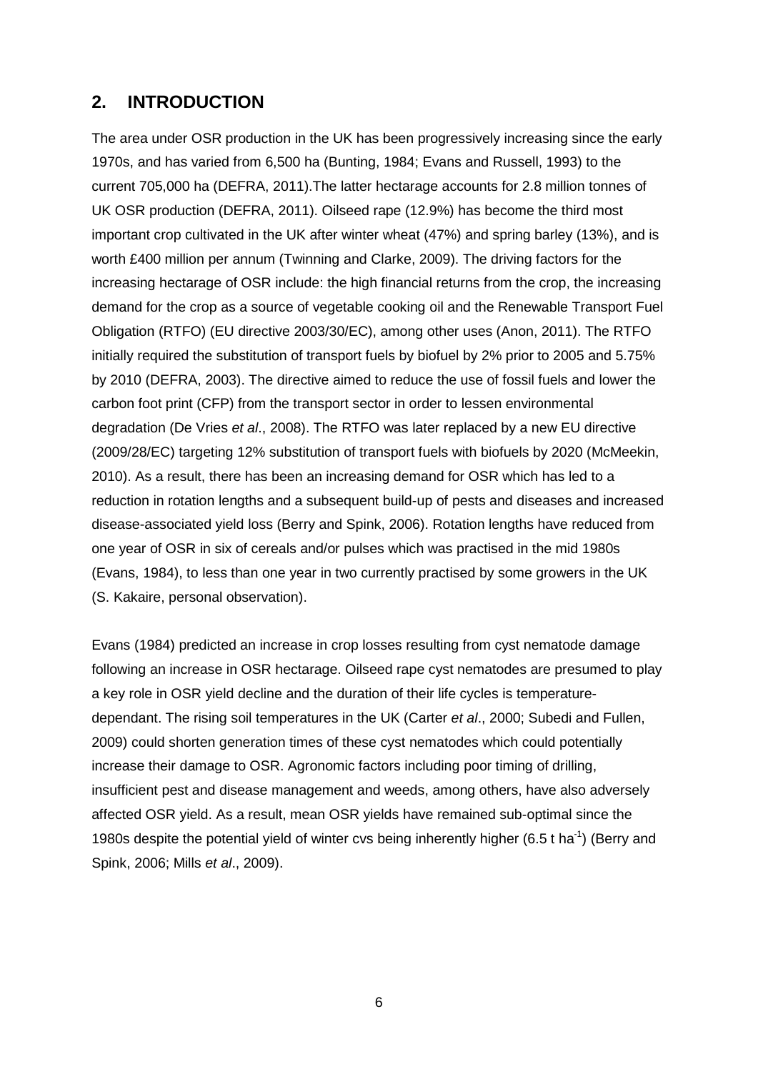## 2. INTRODUCTION

The area under OSR production in the UK has been progressively increasing since the early 1970s, and has varied from 6,500 ha (Bunting, 1984; Evans and Russell, 1993) to the current 705,000 ha (DEFRA, 2011).The latter hectarage accounts for 2.8 million tonnes of UK OSR production (DEFRA, 2011). Oilseed rape (12.9%) has become the third most important crop cultivated in the UK after winter wheat (47%) and spring barley (13%), and is worth £400 million per annum (Twinning and Clarke, 2009). The driving factors for the increasing hectarage of OSR include: the high financial returns from the crop, the increasing demand for the crop as a source of vegetable cooking oil and the Renewable Transport Fuel Obligation (RTFO) (EU directive 2003/30/EC), among other uses (Anon, 2011). The RTFO initially required the substitution of transport fuels by biofuel by 2% prior to 2005 and 5.75% by 2010 (DEFRA, 2003). The directive aimed to reduce the use of fossil fuels and lower the carbon foot print (CFP) from the transport sector in order to lessen environmental degradation (De Vries *et al*., 2008). The RTFO was later replaced by a new EU directive (2009/28/EC) targeting 12% substitution of transport fuels with biofuels by 2020 (McMeekin, 2010). As a result, there has been an increasing demand for OSR which has led to a reduction in rotation lengths and a subsequent build-up of pests and diseases and increased disease-associated yield loss (Berry and Spink, 2006). Rotation lengths have reduced from one year of OSR in six of cereals and/or pulses which was practised in the mid 1980s (Evans, 1984), to less than one year in two currently practised by some growers in the UK (S. Kakaire, personal observation).

Evans (1984) predicted an increase in crop losses resulting from cyst nematode damage following an increase in OSR hectarage. Oilseed rape cyst nematodes are presumed to play a key role in OSR yield decline and the duration of their life cycles is temperature-dependant. The rising soil temperatures in the UK (Carter *et al*., 2000; Subedi and Fullen, 2009) could shorten generation times of these cyst nematodes which could potentially increase their damage to OSR. Agronomic factors including poor timing of drilling, insufficient pest and disease management and weeds, among others, have also adversely affected OSR yield. As a result, mean OSR yields have remained sub-optimal since the 1980s despite the potential yield of winter cvs being inherently higher (6.5 t $ha^{-1}$) (Berry and Spink, 2006; Mills *et al*., 2009).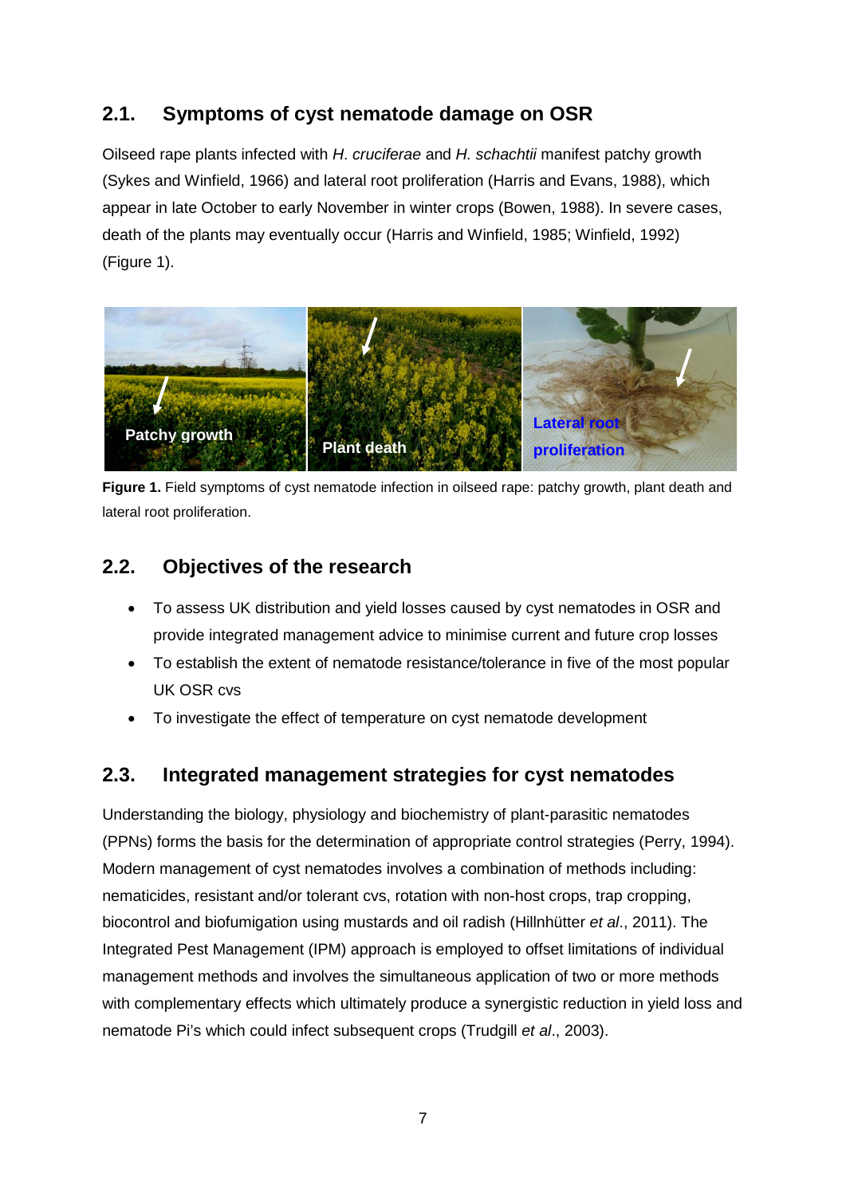## 2.1. Symptoms of cyst nematode damage on OSR

Oilseed rape plants infected with *H. cruciferae* and *H. schachtii* manifest patchy growth (Sykes and Winfield, 1966) and lateral root proliferation (Harris and Evans, 1988), which appear in late October to early November in winter crops (Bowen, 1988). In severe cases, death of the plants may eventually occur (Harris and Winfield, 1985; Winfield, 1992) (Figure 1).

**Figure 1.** Field symptoms of cyst nematode infection in oilseed rape: patchy growth, plant death and lateral root proliferation.

## 2.2. Objectives of the research

- To assess UK distribution and yield losses caused by cyst nematodes in OSR and provide integrated management advice to minimise current and future crop losses
- To establish the extent of nematode resistance/tolerance in five of the most popular UK OSR cvs
- To investigate the effect of temperature on cyst nematode development

## 2.3. Integrated management strategies for cyst nematodes

Understanding the biology, physiology and biochemistry of plant-parasitic nematodes (PPNs) forms the basis for the determination of appropriate control strategies (Perry, 1994). Modern management of cyst nematodes involves a combination of methods including: nematicides, resistant and/or tolerant cvs, rotation with non-host crops, trap cropping, biocontrol and biofumigation using mustards and oil radish (Hillnhütter *et al*., 2011). The Integrated Pest Management (IPM) approach is employed to offset limitations of individual management methods and involves the simultaneous application of two or more methods with complementary effects which ultimately produce a synergistic reduction in yield loss and nematode Pi's which could infect subsequent crops (Trudgill *et al*., 2003).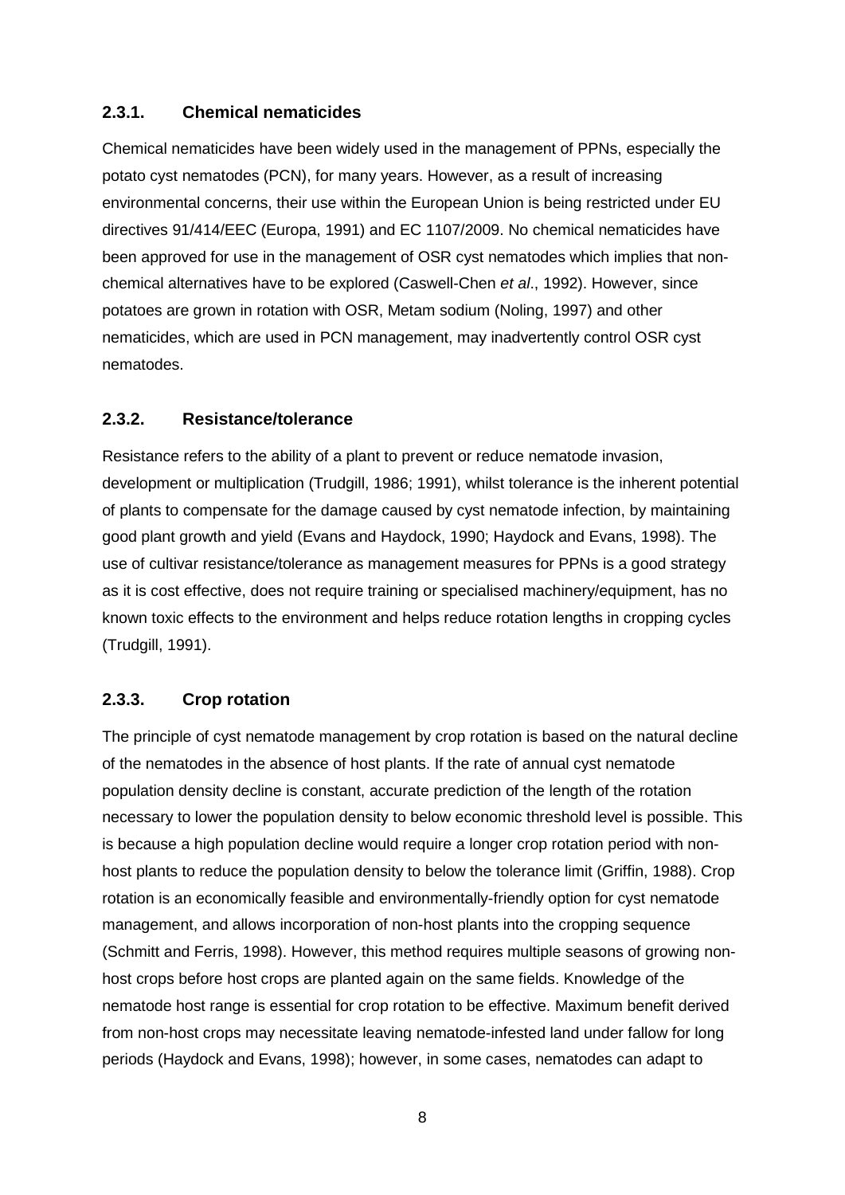### 2.3.1. Chemical nematicides

Chemical nematicides have been widely used in the management of PPNs, especially the potato cyst nematodes (PCN), for many years. However, as a result of increasing environmental concerns, their use within the European Union is being restricted under EU directives 91/414/EEC (Europa, 1991) and EC 1107/2009. No chemical nematicides have been approved for use in the management of OSR cyst nematodes which implies that non-chemical alternatives have to be explored (Caswell-Chen *et al*., 1992). However, since potatoes are grown in rotation with OSR, Metam sodium (Noling, 1997) and other nematicides, which are used in PCN management, may inadvertently control OSR cyst nematodes.

### 2.3.2. Resistance/tolerance

Resistance refers to the ability of a plant to prevent or reduce nematode invasion, development or multiplication (Trudgill, 1986; 1991), whilst tolerance is the inherent potential of plants to compensate for the damage caused by cyst nematode infection, by maintaining good plant growth and yield (Evans and Haydock, 1990; Haydock and Evans, 1998). The use of cultivar resistance/tolerance as management measures for PPNs is a good strategy as it is cost effective, does not require training or specialised machinery/equipment, has no known toxic effects to the environment and helps reduce rotation lengths in cropping cycles (Trudgill, 1991).

### 2.3.3. Crop rotation

The principle of cyst nematode management by crop rotation is based on the natural decline of the nematodes in the absence of host plants. If the rate of annual cyst nematode population density decline is constant, accurate prediction of the length of the rotation necessary to lower the population density to below economic threshold level is possible. This is because a high population decline would require a longer crop rotation period with non-host plants to reduce the population density to below the tolerance limit (Griffin, 1988). Crop rotation is an economically feasible and environmentally-friendly option for cyst nematode management, and allows incorporation of non-host plants into the cropping sequence (Schmitt and Ferris, 1998). However, this method requires multiple seasons of growing non-host crops before host crops are planted again on the same fields. Knowledge of the nematode host range is essential for crop rotation to be effective. Maximum benefit derived from non-host crops may necessitate leaving nematode-infested land under fallow for long periods (Haydock and Evans, 1998); however, in some cases, nematodes can adapt to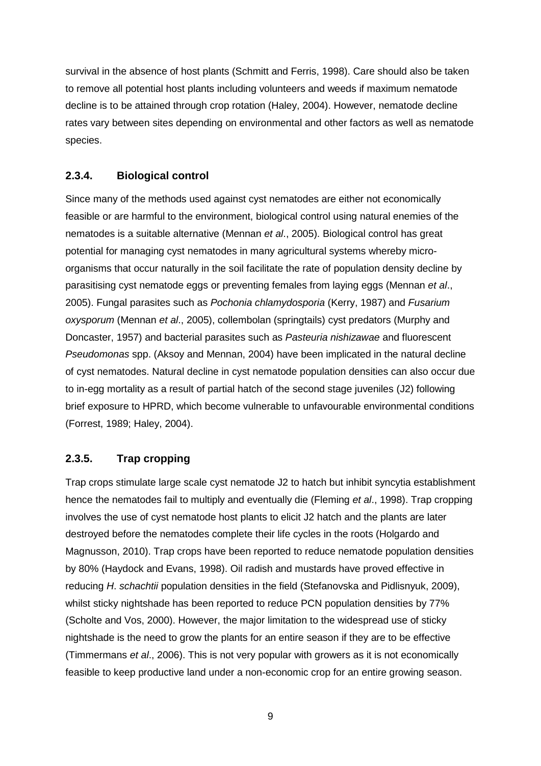survival in the absence of host plants (Schmitt and Ferris, 1998). Care should also be taken to remove all potential host plants including volunteers and weeds if maximum nematode decline is to be attained through crop rotation (Haley, 2004). However, nematode decline rates vary between sites depending on environmental and other factors as well as nematode species.

### 2.3.4. Biological control

Since many of the methods used against cyst nematodes are either not economically feasible or are harmful to the environment, biological control using natural enemies of the nematodes is a suitable alternative (Mennan *et al*., 2005). Biological control has great potential for managing cyst nematodes in many agricultural systems whereby micro-organisms that occur naturally in the soil facilitate the rate of population density decline by parasitising cyst nematode eggs or preventing females from laying eggs (Mennan *et al*., 2005). Fungal parasites such as *Pochonia chlamydosporia* (Kerry, 1987) and *Fusarium oxysporum* (Mennan *et al*., 2005), collembolan (springtails) cyst predators (Murphy and Doncaster, 1957) and bacterial parasites such as *Pasteuria nishizawae* and fluorescent *Pseudomonas* spp. (Aksoy and Mennan, 2004) have been implicated in the natural decline of cyst nematodes. Natural decline in cyst nematode population densities can also occur due to in-egg mortality as a result of partial hatch of the second stage juveniles (J2) following brief exposure to HPRD, which become vulnerable to unfavourable environmental conditions (Forrest, 1989; Haley, 2004).

### 2.3.5. Trap cropping

Trap crops stimulate large scale cyst nematode J2 to hatch but inhibit syncytia establishment hence the nematodes fail to multiply and eventually die (Fleming *et al*., 1998). Trap cropping involves the use of cyst nematode host plants to elicit J2 hatch and the plants are later destroyed before the nematodes complete their life cycles in the roots (Holgardo and Magnusson, 2010). Trap crops have been reported to reduce nematode population densities by 80% (Haydock and Evans, 1998). Oil radish and mustards have proved effective in reducing *H*. *schachtii* population densities in the field (Stefanovska and Pidlisnyuk, 2009), whilst sticky nightshade has been reported to reduce PCN population densities by 77% (Scholte and Vos, 2000). However, the major limitation to the widespread use of sticky nightshade is the need to grow the plants for an entire season if they are to be effective (Timmermans *et al*., 2006). This is not very popular with growers as it is not economically feasible to keep productive land under a non-economic crop for an entire growing season.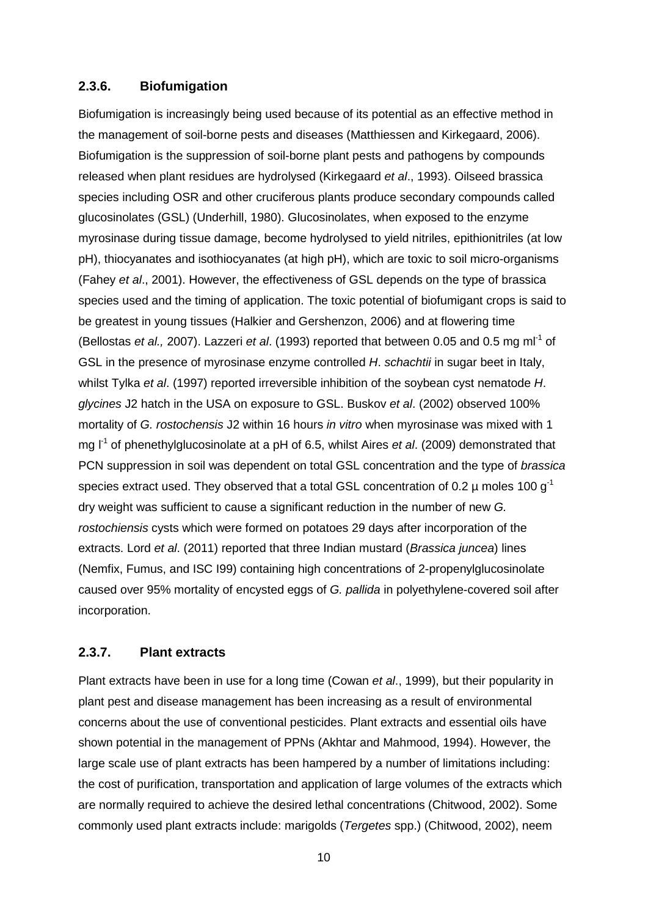### 2.3.6. Biofumigation

Biofumigation is increasingly being used because of its potential as an effective method in the management of soil-borne pests and diseases (Matthiessen and Kirkegaard, 2006). Biofumigation is the suppression of soil-borne plant pests and pathogens by compounds released when plant residues are hydrolysed (Kirkegaard *et al*., 1993). Oilseed brassica species including OSR and other cruciferous plants produce secondary compounds called glucosinolates (GSL) (Underhill, 1980). Glucosinolates, when exposed to the enzyme myrosinase during tissue damage, become hydrolysed to yield nitriles, epithionitriles (at low pH), thiocyanates and isothiocyanates (at high pH), which are toxic to soil micro-organisms (Fahey *et al*., 2001). However, the effectiveness of GSL depends on the type of brassica species used and the timing of application. The toxic potential of biofumigant crops is said to be greatest in young tissues (Halkier and Gershenzon, 2006) and at flowering time (Bellostas *et al.,* 2007). Lazzeri *et al*. (1993) reported that between 0.05 and 0.5 mg $ml^{-1}$ of GSL in the presence of myrosinase enzyme controlled *H*. *schachtii* in sugar beet in Italy, whilst Tylka *et al*. (1997) reported irreversible inhibition of the soybean cyst nematode *H*. *glycines* J2 hatch in the USA on exposure to GSL. Buskov *et al*. (2002) observed 100% mortality of *G. rostochensis* J2 within 16 hours *in vitro* when myrosinase was mixed with 1 mg $l^{-1}$ of phenethylglucosinolate at a pH of 6.5, whilst Aires *et al*. (2009) demonstrated that PCN suppression in soil was dependent on total GSL concentration and the type of *brassica* species extract used. They observed that a total GSL concentration of 0.2 µ moles 100 $g^{-1}$ dry weight was sufficient to cause a significant reduction in the number of new *G. rostochiensis* cysts which were formed on potatoes 29 days after incorporation of the extracts. Lord *et al*. (2011) reported that three Indian mustard (*Brassica juncea*) lines (Nemfix, Fumus, and ISC I99) containing high concentrations of 2-propenylglucosinolate caused over 95% mortality of encysted eggs of *G. pallida* in polyethylene-covered soil after incorporation.

### 2.3.7. Plant extracts

Plant extracts have been in use for a long time (Cowan *et al*., 1999), but their popularity in plant pest and disease management has been increasing as a result of environmental concerns about the use of conventional pesticides. Plant extracts and essential oils have shown potential in the management of PPNs (Akhtar and Mahmood, 1994). However, the large scale use of plant extracts has been hampered by a number of limitations including: the cost of purification, transportation and application of large volumes of the extracts which are normally required to achieve the desired lethal concentrations (Chitwood, 2002). Some commonly used plant extracts include: marigolds (*Tergetes* spp.) (Chitwood, 2002), neem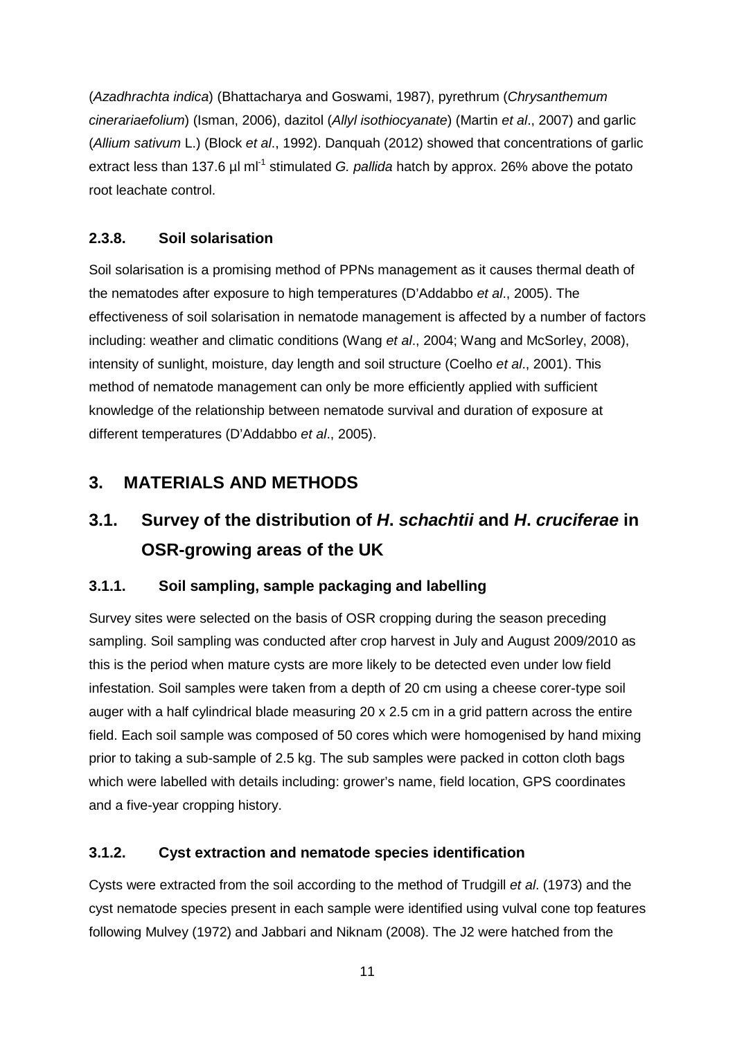(*Azadhrachta indica*) (Bhattacharya and Goswami, 1987), pyrethrum (*Chrysanthemum cinerariaefolium*) (Isman, 2006), dazitol (*Allyl isothiocyanate*) (Martin *et al*., 2007) and garlic (*Allium sativum* L.) (Block *et al*., 1992). Danquah (2012) showed that concentrations of garlic extract less than 137.6 µl $ml^{-1}$ stimulated *G. pallida* hatch by approx. 26% above the potato root leachate control.

### 2.3.8. Soil solarisation

Soil solarisation is a promising method of PPNs management as it causes thermal death of the nematodes after exposure to high temperatures (D'Addabbo *et al*., 2005). The effectiveness of soil solarisation in nematode management is affected by a number of factors including: weather and climatic conditions (Wang *et al*., 2004; Wang and McSorley, 2008), intensity of sunlight, moisture, day length and soil structure (Coelho *et al*., 2001). This method of nematode management can only be more efficiently applied with sufficient knowledge of the relationship between nematode survival and duration of exposure at different temperatures (D'Addabbo *et al*., 2005).

# 3. MATERIALS AND METHODS

## 3.1. Survey of the distribution of *H. schachtii* and *H. cruciferae* in OSR-growing areas of the UK

### 3.1.1. Soil sampling, sample packaging and labelling

Survey sites were selected on the basis of OSR cropping during the season preceding sampling. Soil sampling was conducted after crop harvest in July and August 2009/2010 as this is the period when mature cysts are more likely to be detected even under low field infestation. Soil samples were taken from a depth of 20 cm using a cheese corer-type soil auger with a half cylindrical blade measuring 20 x 2.5 cm in a grid pattern across the entire field. Each soil sample was composed of 50 cores which were homogenised by hand mixing prior to taking a sub-sample of 2.5 kg. The sub samples were packed in cotton cloth bags which were labelled with details including: grower's name, field location, GPS coordinates and a five-year cropping history.

### 3.1.2. Cyst extraction and nematode species identification

Cysts were extracted from the soil according to the method of Trudgill *et al*. (1973) and the cyst nematode species present in each sample were identified using vulval cone top features following Mulvey (1972) and Jabbari and Niknam (2008). The J2 were hatched from the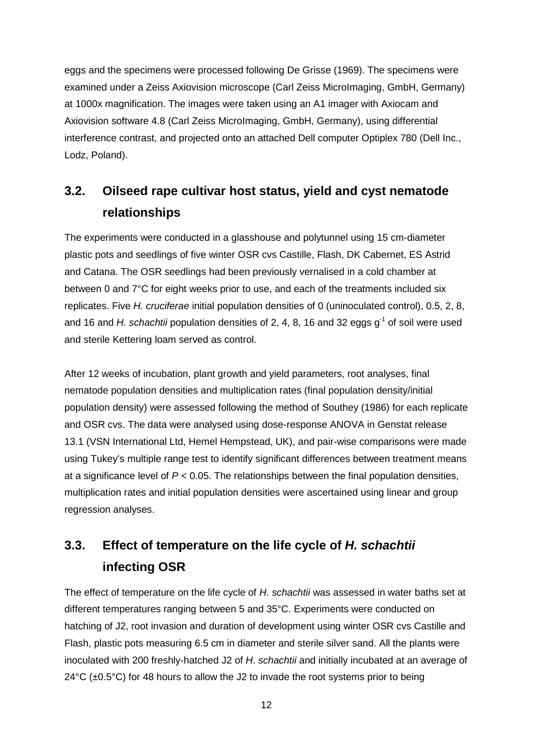eggs and the specimens were processed following De Grisse (1969). The specimens were examined under a Zeiss Axiovision microscope (Carl Zeiss MicroImaging, GmbH, Germany) at 1000x magnification. The images were taken using an A1 imager with Axiocam and Axiovision software 4.8 (Carl Zeiss MicroImaging, GmbH, Germany), using differential interference contrast, and projected onto an attached Dell computer Optiplex 780 (Dell Inc., Lodz, Poland).

## 3.2. Oilseed rape cultivar host status, yield and cyst nematode relationships

The experiments were conducted in a glasshouse and polytunnel using 15 cm-diameter plastic pots and seedlings of five winter OSR cvs Castille, Flash, DK Cabernet, ES Astrid and Catana. The OSR seedlings had been previously vernalised in a cold chamber at between 0 and 7°C for eight weeks prior to use, and each of the treatments included six replicates. Five *H. cruciferae* initial population densities of 0 (uninoculated control), 0.5, 2, 8, and 16 and *H. schachtii* population densities of 2, 4, 8, 16 and 32 eggs $g^{-1}$ of soil were used and sterile Kettering loam served as control.

After 12 weeks of incubation, plant growth and yield parameters, root analyses, final nematode population densities and multiplication rates (final population density/initial population density) were assessed following the method of Southey (1986) for each replicate and OSR cvs. The data were analysed using dose-response ANOVA in Genstat release 13.1 (VSN International Ltd, Hemel Hempstead, UK), and pair-wise comparisons were made using Tukey's multiple range test to identify significant differences between treatment means at a significance level of $P < 0.05$. The relationships between the final population densities, multiplication rates and initial population densities were ascertained using linear and group regression analyses.

## 3.3. Effect of temperature on the life cycle of *H. schachtii* infecting OSR

The effect of temperature on the life cycle of *H. schachtii* was assessed in water baths set at different temperatures ranging between 5 and 35°C. Experiments were conducted on hatching of J2, root invasion and duration of development using winter OSR cvs Castille and Flash, plastic pots measuring 6.5 cm in diameter and sterile silver sand. All the plants were inoculated with 200 freshly-hatched J2 of *H. schachtii* and initially incubated at an average of 24°C (±0.5°C) for 48 hours to allow the J2 to invade the root systems prior to being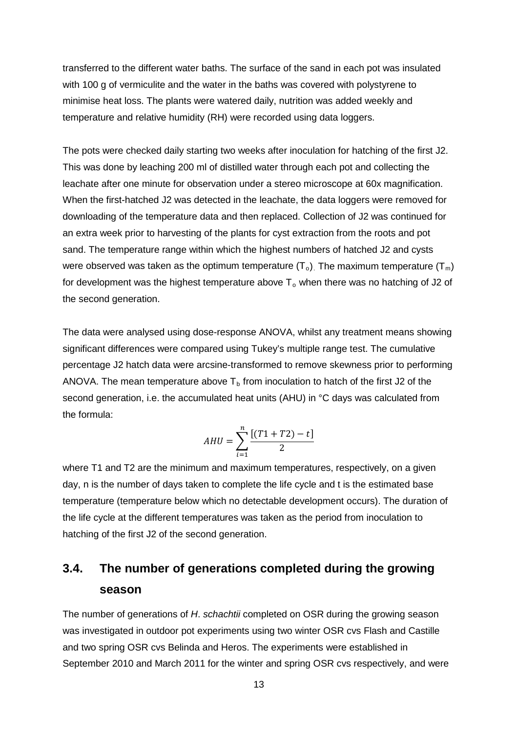transferred to the different water baths. The surface of the sand in each pot was insulated with 100 g of vermiculite and the water in the baths was covered with polystyrene to minimise heat loss. The plants were watered daily, nutrition was added weekly and temperature and relative humidity (RH) were recorded using data loggers.

The pots were checked daily starting two weeks after inoculation for hatching of the first J2. This was done by leaching 200 ml of distilled water through each pot and collecting the leachate after one minute for observation under a stereo microscope at 60x magnification. When the first-hatched J2 was detected in the leachate, the data loggers were removed for downloading of the temperature data and then replaced. Collection of J2 was continued for an extra week prior to harvesting of the plants for cyst extraction from the roots and pot sand. The temperature range within which the highest numbers of hatched J2 and cysts were observed was taken as the optimum temperature ($T_o$). The maximum temperature ($T_m$) for development was the highest temperature above $T_o$ when there was no hatching of J2 of the second generation.

The data were analysed using dose-response ANOVA, whilst any treatment means showing significant differences were compared using Tukey's multiple range test. The cumulative percentage J2 hatch data were arcsine-transformed to remove skewness prior to performing ANOVA. The mean temperature above $T_b$ from inoculation to hatch of the first J2 of the second generation, i.e. the accumulated heat units (AHU) in °C days was calculated from the formula:

$$AHU = \sum_{i=1}^{n} \frac{[(T1 + T2) - t]}{2}$$

where T1 and T2 are the minimum and maximum temperatures, respectively, on a given day, n is the number of days taken to complete the life cycle and t is the estimated base temperature (temperature below which no detectable development occurs). The duration of the life cycle at the different temperatures was taken as the period from inoculation to hatching of the first J2 of the second generation.

## 3.4. The number of generations completed during the growing season

The number of generations of *H*. *schachtii* completed on OSR during the growing season was investigated in outdoor pot experiments using two winter OSR cvs Flash and Castille and two spring OSR cvs Belinda and Heros. The experiments were established in September 2010 and March 2011 for the winter and spring OSR cvs respectively, and were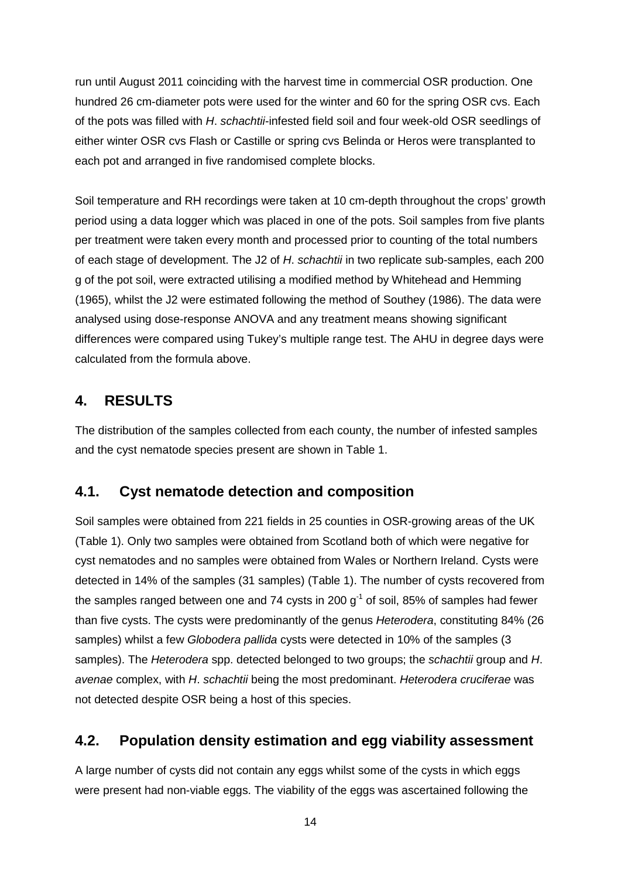run until August 2011 coinciding with the harvest time in commercial OSR production. One hundred 26 cm-diameter pots were used for the winter and 60 for the spring OSR cvs. Each of the pots was filled with *H*. *schachtii*-infested field soil and four week-old OSR seedlings of either winter OSR cvs Flash or Castille or spring cvs Belinda or Heros were transplanted to each pot and arranged in five randomised complete blocks.

Soil temperature and RH recordings were taken at 10 cm-depth throughout the crops' growth period using a data logger which was placed in one of the pots. Soil samples from five plants per treatment were taken every month and processed prior to counting of the total numbers of each stage of development. The J2 of *H*. *schachtii* in two replicate sub-samples, each 200 g of the pot soil, were extracted utilising a modified method by Whitehead and Hemming (1965), whilst the J2 were estimated following the method of Southey (1986). The data were analysed using dose-response ANOVA and any treatment means showing significant differences were compared using Tukey's multiple range test. The AHU in degree days were calculated from the formula above.

## 4. RESULTS

The distribution of the samples collected from each county, the number of infested samples and the cyst nematode species present are shown in Table 1.

### 4.1. Cyst nematode detection and composition

Soil samples were obtained from 221 fields in 25 counties in OSR-growing areas of the UK (Table 1). Only two samples were obtained from Scotland both of which were negative for cyst nematodes and no samples were obtained from Wales or Northern Ireland. Cysts were detected in 14% of the samples (31 samples) (Table 1). The number of cysts recovered from the samples ranged between one and 74 cysts in 200 $g^{-1}$ of soil, 85% of samples had fewer than five cysts. The cysts were predominantly of the genus *Heterodera*, constituting 84% (26 samples) whilst a few *Globodera pallida* cysts were detected in 10% of the samples (3 samples). The *Heterodera* spp. detected belonged to two groups; the *schachtii* group and *H*. *avenae* complex, with *H*. *schachtii* being the most predominant. *Heterodera cruciferae* was not detected despite OSR being a host of this species.

### 4.2. Population density estimation and egg viability assessment

A large number of cysts did not contain any eggs whilst some of the cysts in which eggs were present had non-viable eggs. The viability of the eggs was ascertained following the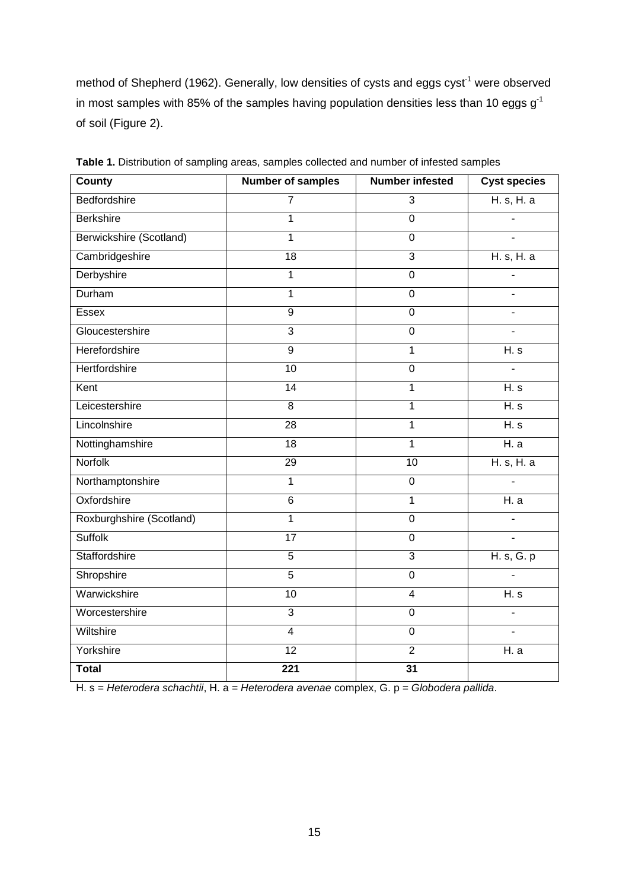method of Shepherd (1962). Generally, low densities of cysts and eggs $cyst^{-1}$ were observed in most samples with 85% of the samples having population densities less than 10 eggs $g^{-1}$ of soil (Figure 2).

**Table 1.** Distribution of sampling areas, samples collected and number of infested samples

| County | Number of samples | Number infested | Cyst species |
|---|---|---|---|
| Bedfordshire | 7 | 3 | H. s, H. a |
| Berkshire | 1 | 0 | - |
| Berwickshire (Scotland) | 1 | 0 | - |
| Cambridgeshire | 18 | 3 | H. s, H. a |
| Derbyshire | 1 | 0 | - |
| Durham | 1 | 0 | - |
| Essex | 9 | 0 | - |
| Gloucestershire | 3 | 0 | - |
| Herefordshire | 9 | 1 | H. s |
| Hertfordshire | 10 | 0 | - |
| Kent | 14 | 1 | H. s |
| Leicestershire | 8 | 1 | H. s |
| Lincolnshire | 28 | 1 | H. s |
| Nottinghamshire | 18 | 1 | H. a |
| Norfolk | 29 | 10 | H. s, H. a |
| Northamptonshire | 1 | 0 | - |
| Oxfordshire | 6 | 1 | H. a |
| Roxburghshire (Scotland) | 1 | 0 | - |
| Suffolk | 17 | 0 | - |
| Staffordshire | 5 | 3 | H. s, G. p |
| Shropshire | 5 | 0 | - |
| Warwickshire | 10 | 4 | H. s |
| Worcestershire | 3 | 0 | - |
| Wiltshire | 4 | 0 | - |
| Yorkshire | 12 | 2 | H. a |
| **Total** | **221** | **31** | |

H. s = *Heterodera schachtii*, H. a = *Heterodera avenae* complex, G. p = *Globodera pallida*.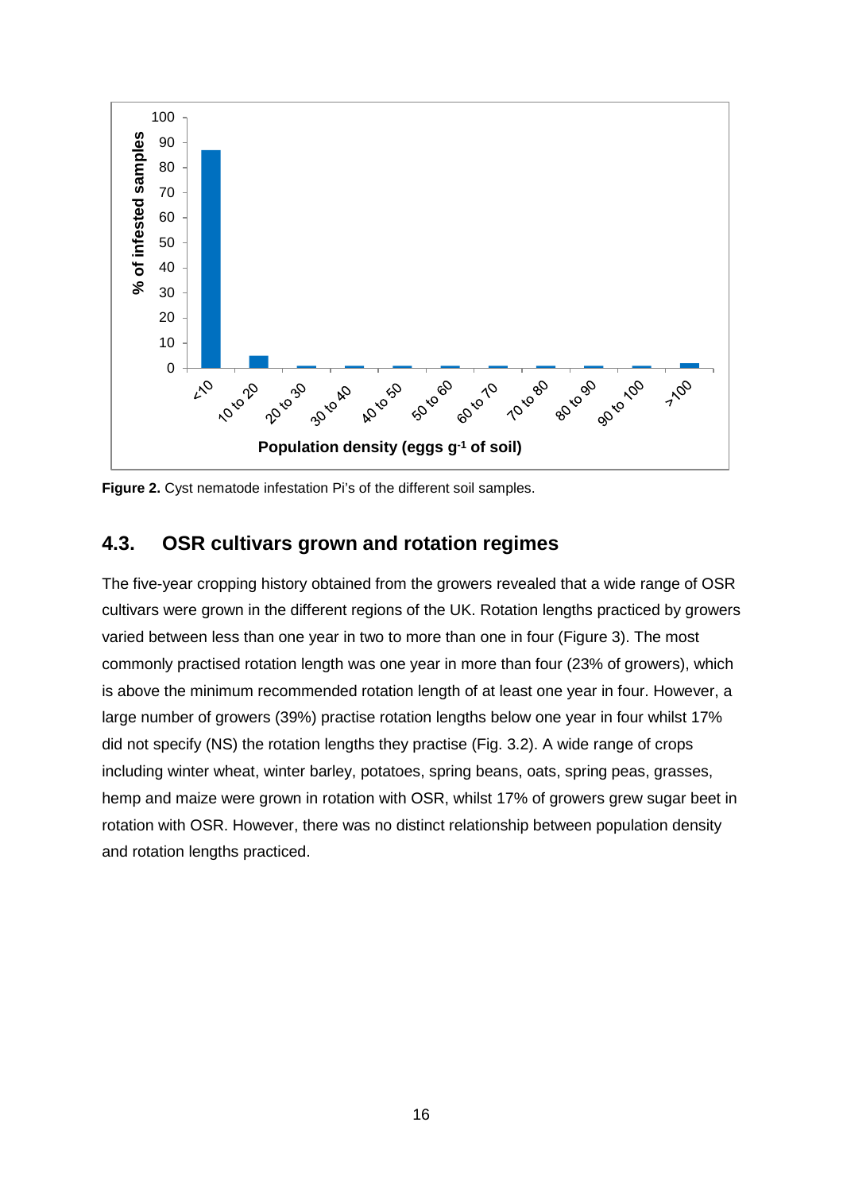**Figure 2.** Cyst nematode infestation Pi's of the different soil samples.

## 4.3. OSR cultivars grown and rotation regimes

The five-year cropping history obtained from the growers revealed that a wide range of OSR cultivars were grown in the different regions of the UK. Rotation lengths practiced by growers varied between less than one year in two to more than one in four (Figure 3). The most commonly practised rotation length was one year in more than four (23% of growers), which is above the minimum recommended rotation length of at least one year in four. However, a large number of growers (39%) practise rotation lengths below one year in four whilst 17% did not specify (NS) the rotation lengths they practise (Fig. 3.2). A wide range of crops including winter wheat, winter barley, potatoes, spring beans, oats, spring peas, grasses, hemp and maize were grown in rotation with OSR, whilst 17% of growers grew sugar beet in rotation with OSR. However, there was no distinct relationship between population density and rotation lengths practiced.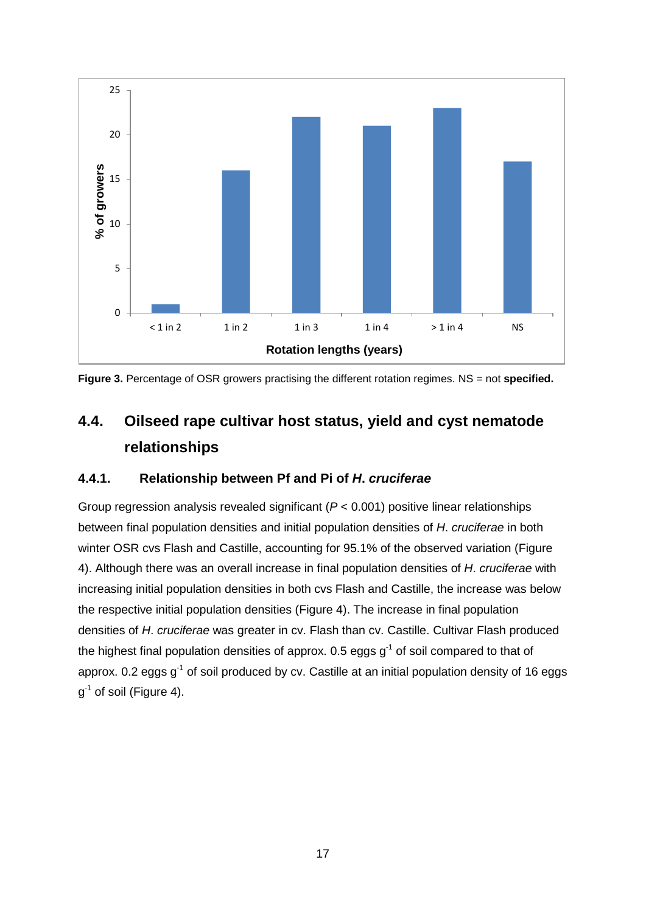**Figure 3.** Percentage of OSR growers practising the different rotation regimes. NS = not **specified.**

## 4.4. Oilseed rape cultivar host status, yield and cyst nematode relationships

### 4.4.1. Relationship between Pf and Pi of *H. cruciferae*

Group regression analysis revealed significant ($P < 0.001$) positive linear relationships between final population densities and initial population densities of *H. cruciferae* in both winter OSR cvs Flash and Castille, accounting for 95.1% of the observed variation (Figure 4). Although there was an overall increase in final population densities of *H. cruciferae* with increasing initial population densities in both cvs Flash and Castille, the increase was below the respective initial population densities (Figure 4). The increase in final population densities of *H. cruciferae* was greater in cv. Flash than cv. Castille. Cultivar Flash produced the highest final population densities of approx. 0.5 eggs $g^{-1}$ of soil compared to that of approx. 0.2 eggs $g^{-1}$ of soil produced by cv. Castille at an initial population density of 16 eggs $g^{-1}$ of soil (Figure 4).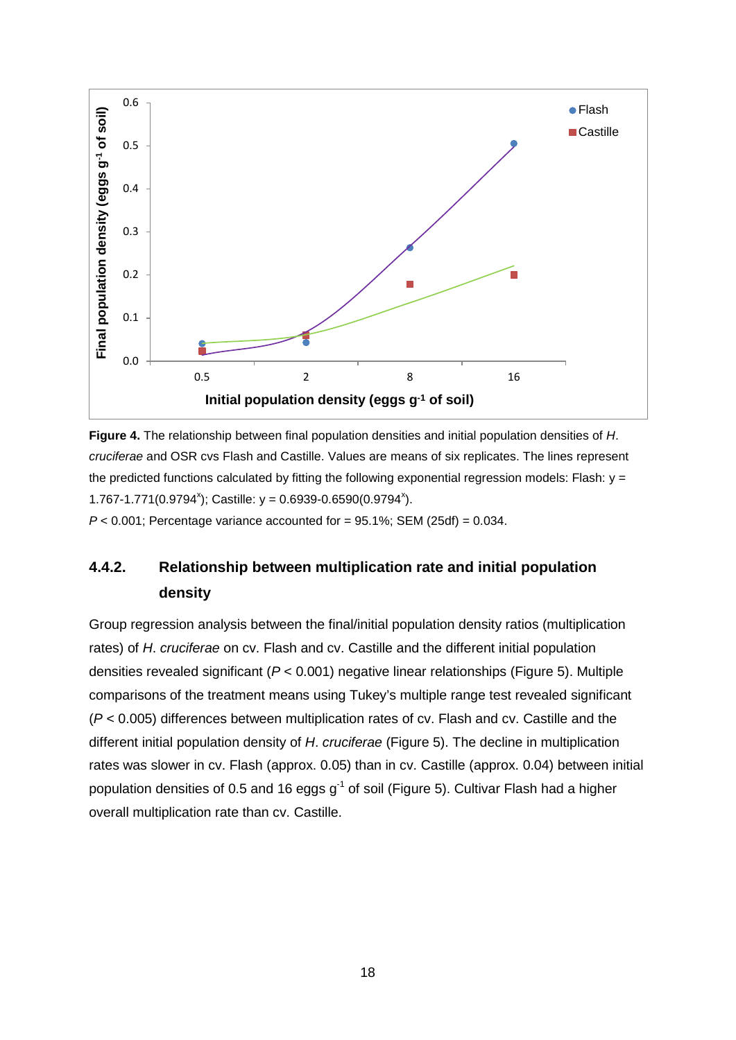**Figure 4.** The relationship between final population densities and initial population densities of *H. cruciferae* and OSR cvs Flash and Castille. Values are means of six replicates. The lines represent the predicted functions calculated by fitting the following exponential regression models: Flash: $y = 1.767 - 1.771(0.9794^x)$; Castille: $y = 0.6939 - 0.6590(0.9794^x)$.
$P < 0.001$; Percentage variance accounted for = 95.1%; SEM (25df) = 0.034.

### 4.4.2. Relationship between multiplication rate and initial population density

Group regression analysis between the final/initial population density ratios (multiplication rates) of *H. cruciferae* on cv. Flash and cv. Castille and the different initial population densities revealed significant ($P < 0.001$) negative linear relationships (Figure 5). Multiple comparisons of the treatment means using Tukey's multiple range test revealed significant ($P < 0.005$) differences between multiplication rates of cv. Flash and cv. Castille and the different initial population density of *H. cruciferae* (Figure 5). The decline in multiplication rates was slower in cv. Flash (approx. 0.05) than in cv. Castille (approx. 0.04) between initial population densities of 0.5 and 16 eggs $g^{-1}$ of soil (Figure 5). Cultivar Flash had a higher overall multiplication rate than cv. Castille.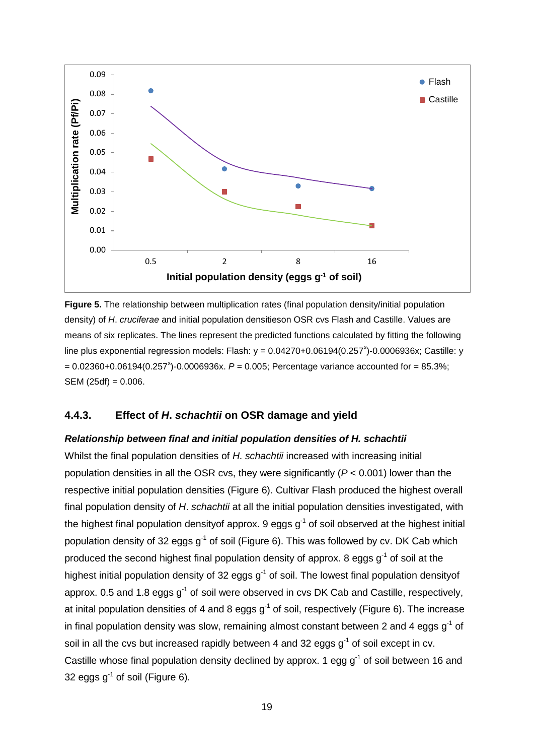**Figure 5.** The relationship between multiplication rates (final population density/initial population density) of *H. cruciferae* and initial population densitieson OSR cvs Flash and Castille. Values are means of six replicates. The lines represent the predicted functions calculated by fitting the following line plus exponential regression models: Flash: $y = 0.04270+0.06194(0.257^x)-0.0006936x$; Castille: $y = 0.02360+0.06194(0.257^x)-0.0006936x$. $P = 0.005$; Percentage variance accounted for = 85.3%; SEM (25df) = 0.006.

### 4.4.3. Effect of *H. schachtii* on OSR damage and yield

***Relationship between final and initial population densities of H. schachtii***

Whilst the final population densities of *H. schachtii* increased with increasing initial population densities in all the OSR cvs, they were significantly ($P < 0.001$) lower than the respective initial population densities (Figure 6). Cultivar Flash produced the highest overall final population density of *H. schachtii* at all the initial population densities investigated, with the highest final population densityof approx. 9 eggs $g^{-1}$ of soil observed at the highest initial population density of 32 eggs $g^{-1}$ of soil (Figure 6). This was followed by cv. DK Cab which produced the second highest final population density of approx. 8 eggs $g^{-1}$ of soil at the highest initial population density of 32 eggs $g^{-1}$ of soil. The lowest final population densityof approx. 0.5 and 1.8 eggs $g^{-1}$ of soil were observed in cvs DK Cab and Castille, respectively, at inital population densities of 4 and 8 eggs $g^{-1}$ of soil, respectively (Figure 6). The increase in final population density was slow, remaining almost constant between 2 and 4 eggs $g^{-1}$ of soil in all the cvs but increased rapidly between 4 and 32 eggs $g^{-1}$ of soil except in cv. Castille whose final population density declined by approx. 1 egg $g^{-1}$ of soil between 16 and 32 eggs $g^{-1}$ of soil (Figure 6).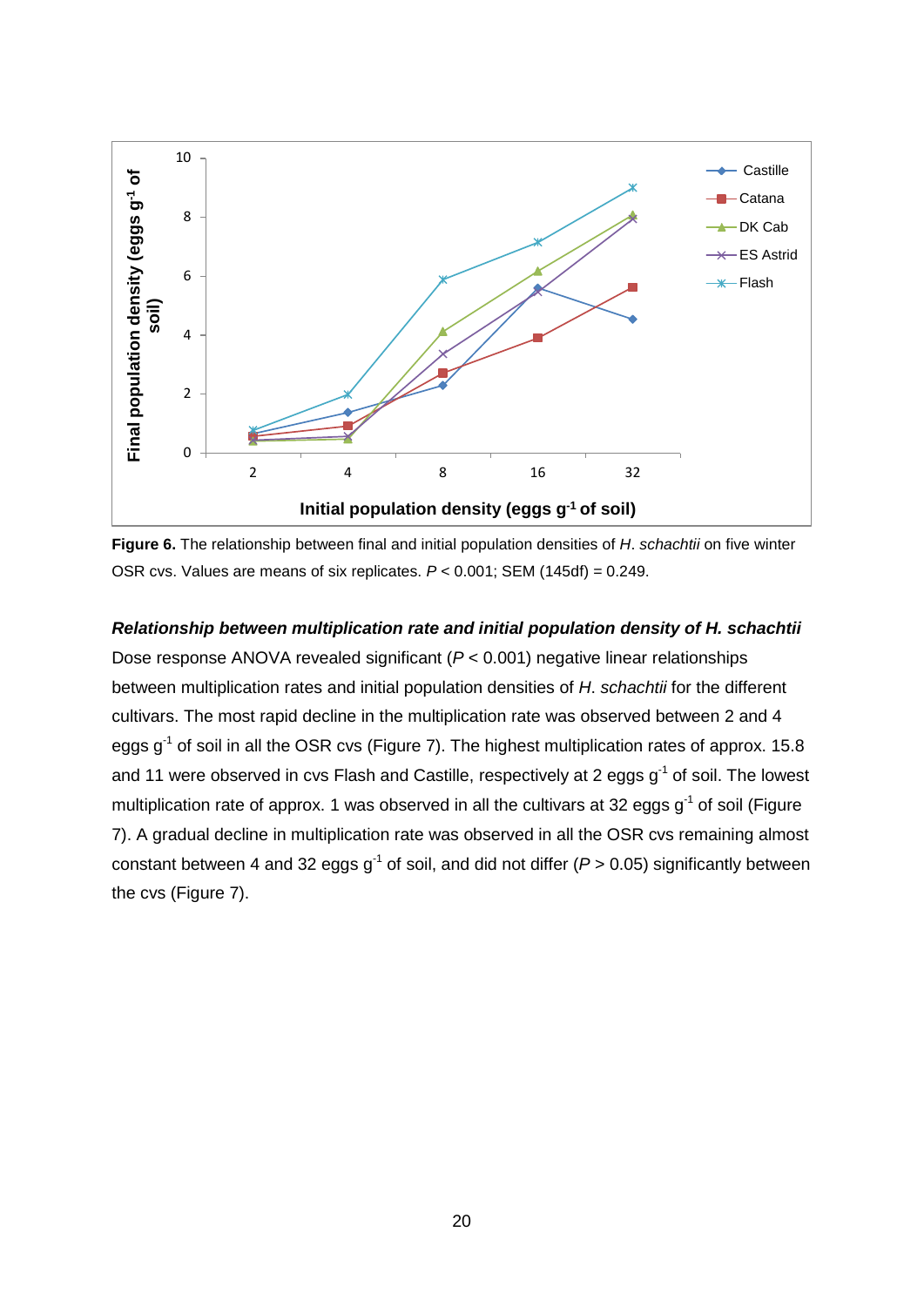**Figure 6.** The relationship between final and initial population densities of *H*. *schachtii* on five winter OSR cvs. Values are means of six replicates. *P* < 0.001; SEM (145df) = 0.249.

***Relationship between multiplication rate and initial population density of H. schachtii***

Dose response ANOVA revealed significant (*P* < 0.001) negative linear relationships between multiplication rates and initial population densities of *H*. *schachtii* for the different cultivars. The most rapid decline in the multiplication rate was observed between 2 and 4 eggs $g^{-1}$ of soil in all the OSR cvs (Figure 7). The highest multiplication rates of approx. 15.8 and 11 were observed in cvs Flash and Castille, respectively at 2 eggs $g^{-1}$ of soil. The lowest multiplication rate of approx. 1 was observed in all the cultivars at 32 eggs $g^{-1}$ of soil (Figure 7). A gradual decline in multiplication rate was observed in all the OSR cvs remaining almost constant between 4 and 32 eggs $g^{-1}$ of soil, and did not differ (*P* > 0.05) significantly between the cvs (Figure 7).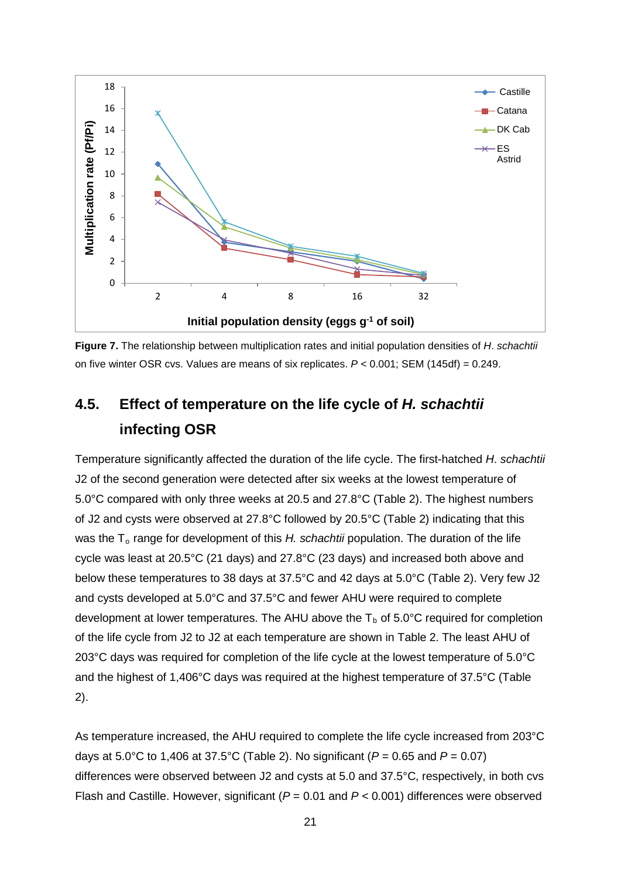**Figure 7.** The relationship between multiplication rates and initial population densities of *H*. *schachtii* on five winter OSR cvs. Values are means of six replicates. $P < 0.001$; SEM (145df) = 0.249.

## 4.5. Effect of temperature on the life cycle of *H. schachtii* infecting OSR

Temperature significantly affected the duration of the life cycle. The first-hatched *H*. *schachtii* J2 of the second generation were detected after six weeks at the lowest temperature of 5.0°C compared with only three weeks at 20.5 and 27.8°C (Table 2). The highest numbers of J2 and cysts were observed at 27.8°C followed by 20.5°C (Table 2) indicating that this was the $T_o$ range for development of this *H. schachtii* population. The duration of the life cycle was least at 20.5°C (21 days) and 27.8°C (23 days) and increased both above and below these temperatures to 38 days at 37.5°C and 42 days at 5.0°C (Table 2). Very few J2 and cysts developed at 5.0°C and 37.5°C and fewer AHU were required to complete development at lower temperatures. The AHU above the $T_b$ of 5.0°C required for completion of the life cycle from J2 to J2 at each temperature are shown in Table 2. The least AHU of 203°C days was required for completion of the life cycle at the lowest temperature of 5.0°C and the highest of 1,406°C days was required at the highest temperature of 37.5°C (Table 2).

As temperature increased, the AHU required to complete the life cycle increased from 203°C days at 5.0°C to 1,406 at 37.5°C (Table 2). No significant ($P = 0.65$ and $P = 0.07$) differences were observed between J2 and cysts at 5.0 and 37.5°C, respectively, in both cvs Flash and Castille. However, significant ($P = 0.01$ and $P < 0.001$) differences were observed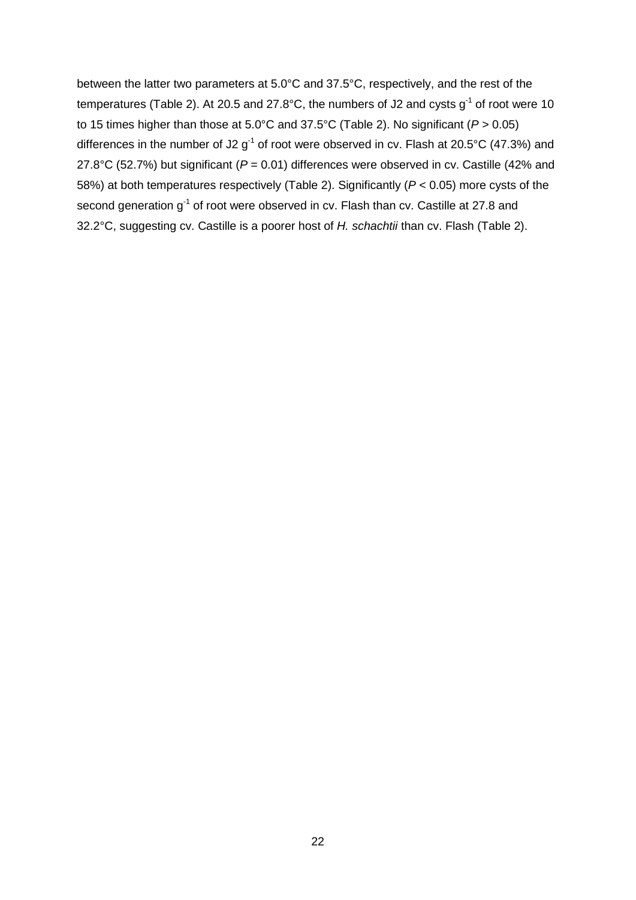between the latter two parameters at 5.0°C and 37.5°C, respectively, and the rest of the temperatures (Table 2). At 20.5 and 27.8°C, the numbers of J2 and cysts $g^{-1}$ of root were 10 to 15 times higher than those at 5.0°C and 37.5°C (Table 2). No significant ($P > 0.05$) differences in the number of J2 $g^{-1}$ of root were observed in cv. Flash at 20.5°C (47.3%) and 27.8°C (52.7%) but significant ($P = 0.01$) differences were observed in cv. Castille (42% and 58%) at both temperatures respectively (Table 2). Significantly ($P < 0.05$) more cysts of the second generation $g^{-1}$ of root were observed in cv. Flash than cv. Castille at 27.8 and 32.2°C, suggesting cv. Castille is a poorer host of *H. schachtii* than cv. Flash (Table 2).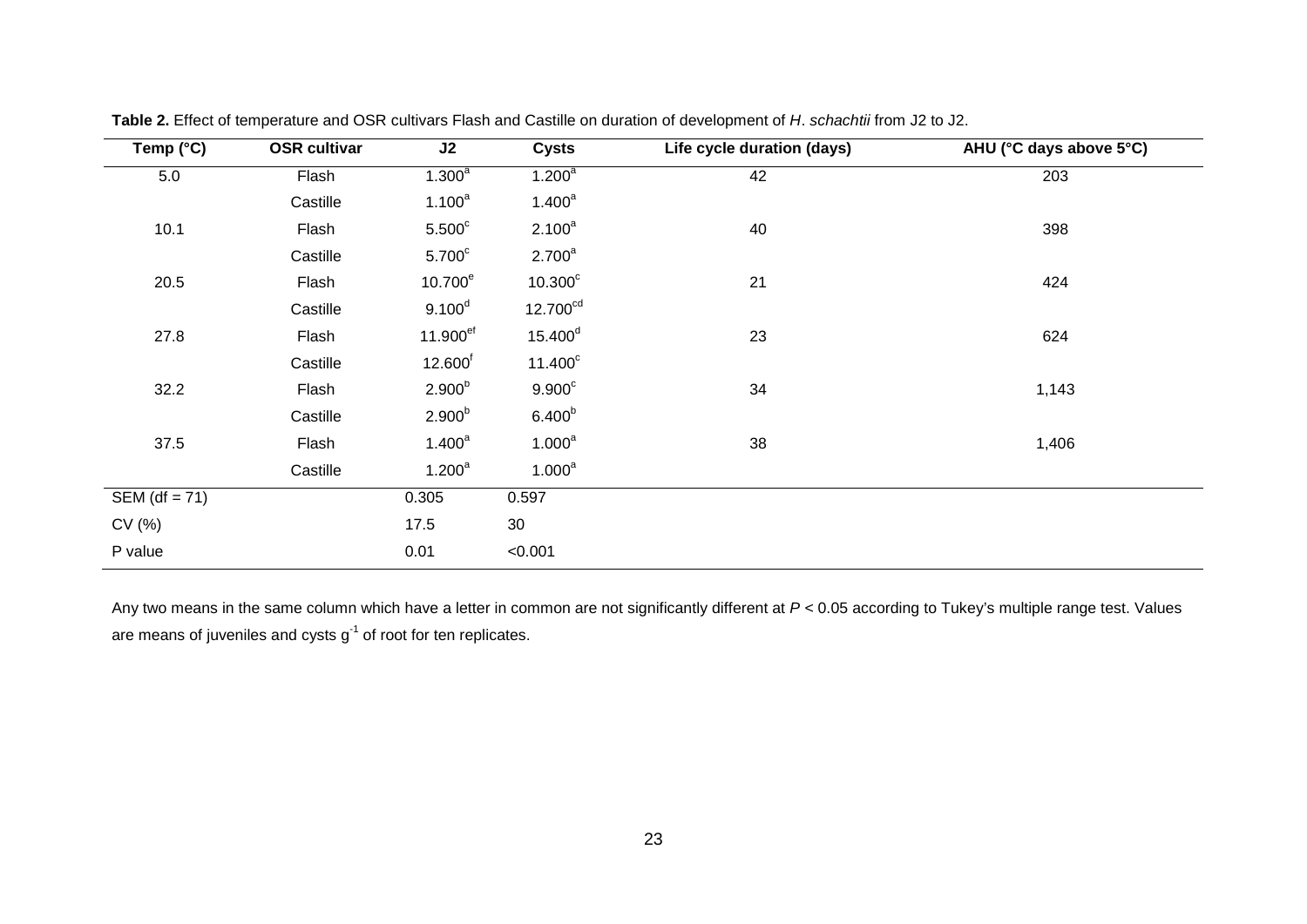**Table 2.** Effect of temperature and OSR cultivars Flash and Castille on duration of development of *H*. *schachtii* from J2 to J2.

| Temp (°C) | OSR cultivar | J2 | Cysts | Life cycle duration (days) | AHU (°C days above 5°C) |
|---|---|---|---|---|---|
| 5.0 | Flash | $1.300^{a}$ | $1.200^{a}$ | 42 | 203 |
| | Castille | $1.100^{a}$ | $1.400^{a}$ | | |
| 10.1 | Flash | $5.500^{c}$ | $2.100^{a}$ | 40 | 398 |
| | Castille | $5.700^{c}$ | $2.700^{a}$ | | |
| 20.5 | Flash | $10.700^{e}$ | $10.300^{c}$ | 21 | 424 |
| | Castille | $9.100^{d}$ | $12.700^{cd}$ | | |
| 27.8 | Flash | $11.900^{ef}$ | $15.400^{d}$ | 23 | 624 |
| | Castille | $12.600^{f}$ | $11.400^{c}$ | | |
| 32.2 | Flash | $2.900^{b}$ | $9.900^{c}$ | 34 | 1,143 |
| | Castille | $2.900^{b}$ | $6.400^{b}$ | | |
| 37.5 | Flash | $1.400^{a}$ | $1.000^{a}$ | 38 | 1,406 |
| | Castille | $1.200^{a}$ | $1.000^{a}$ | | |
| SEM (df = 71) | | 0.305 | 0.597 | | |
| CV (%) | | 17.5 | 30 | | |
| P value | | 0.01 | <0.001 | | |

Any two means in the same column which have a letter in common are not significantly different at $P < 0.05$ according to Tukey's multiple range test. Values are means of juveniles and cysts $g^{-1}$ of root for ten replicates.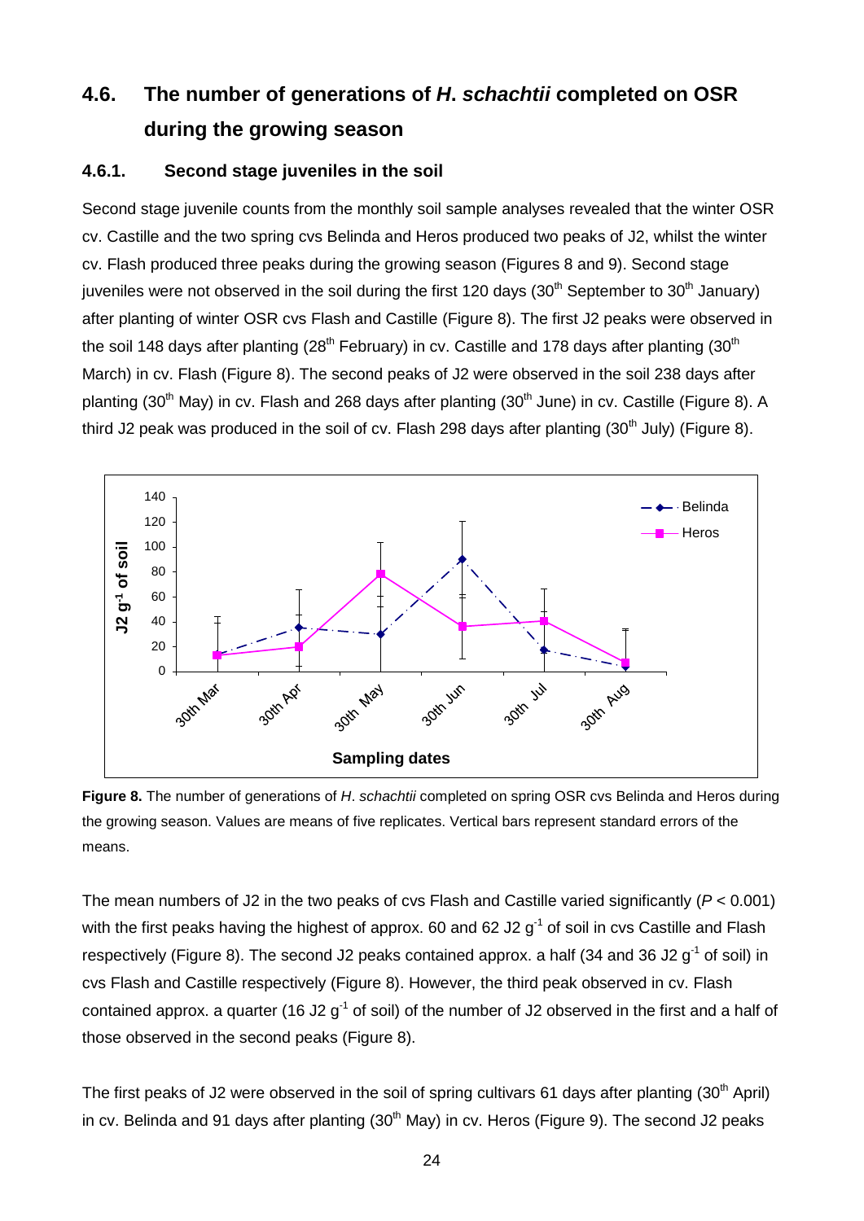## 4.6. The number of generations of *H. schachtii* completed on OSR during the growing season

### 4.6.1. Second stage juveniles in the soil

Second stage juvenile counts from the monthly soil sample analyses revealed that the winter OSR cv. Castille and the two spring cvs Belinda and Heros produced two peaks of J2, whilst the winter cv. Flash produced three peaks during the growing season (Figures 8 and 9). Second stage juveniles were not observed in the soil during the first 120 days (30th September to 30th January) after planting of winter OSR cvs Flash and Castille (Figure 8). The first J2 peaks were observed in the soil 148 days after planting (28th February) in cv. Castille and 178 days after planting (30th March) in cv. Flash (Figure 8). The second peaks of J2 were observed in the soil 238 days after planting (30th May) in cv. Flash and 268 days after planting (30th June) in cv. Castille (Figure 8). A third J2 peak was produced in the soil of cv. Flash 298 days after planting (30th July) (Figure 8).

**Figure 8.** The number of generations of *H. schachtii* completed on spring OSR cvs Belinda and Heros during the growing season. Values are means of five replicates. Vertical bars represent standard errors of the means.

The mean numbers of J2 in the two peaks of cvs Flash and Castille varied significantly ($P < 0.001$) with the first peaks having the highest of approx. 60 and 62 J2 $g^{-1}$ of soil in cvs Castille and Flash respectively (Figure 8). The second J2 peaks contained approx. a half (34 and 36 J2 $g^{-1}$ of soil) in cvs Flash and Castille respectively (Figure 8). However, the third peak observed in cv. Flash contained approx. a quarter (16 J2 $g^{-1}$ of soil) of the number of J2 observed in the first and a half of those observed in the second peaks (Figure 8).

The first peaks of J2 were observed in the soil of spring cultivars 61 days after planting (30th April) in cv. Belinda and 91 days after planting (30th May) in cv. Heros (Figure 9). The second J2 peaks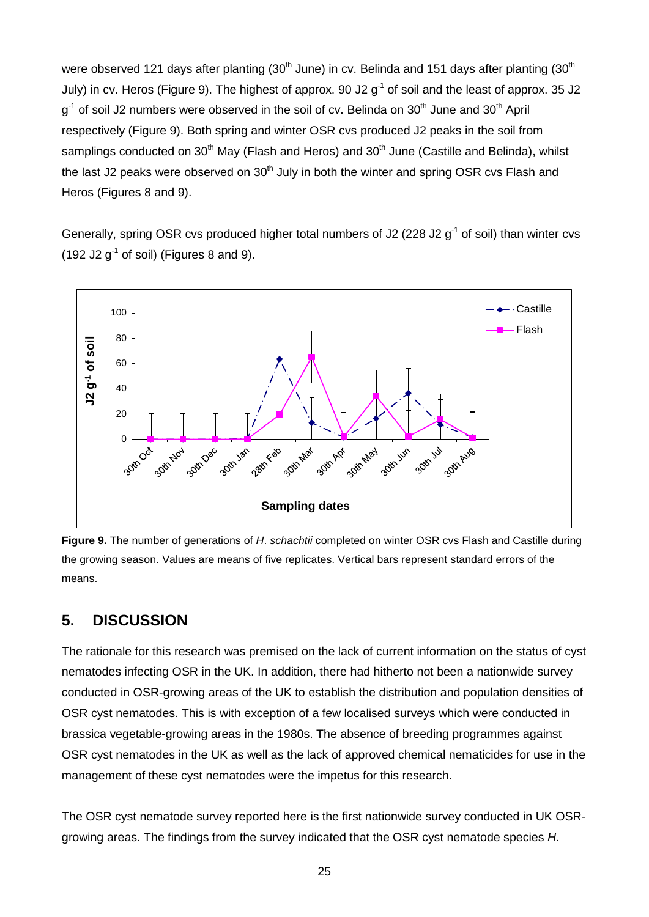were observed 121 days after planting (30th June) in cv. Belinda and 151 days after planting (30th July) in cv. Heros (Figure 9). The highest of approx. 90 J2 $g^{-1}$ of soil and the least of approx. 35 J2 $g^{-1}$ of soil J2 numbers were observed in the soil of cv. Belinda on 30th June and 30th April respectively (Figure 9). Both spring and winter OSR cvs produced J2 peaks in the soil from samplings conducted on 30th May (Flash and Heros) and 30th June (Castille and Belinda), whilst the last J2 peaks were observed on 30th July in both the winter and spring OSR cvs Flash and Heros (Figures 8 and 9).

Generally, spring OSR cvs produced higher total numbers of J2 (228 J2 $g^{-1}$ of soil) than winter cvs (192 J2 $g^{-1}$ of soil) (Figures 8 and 9).

**Figure 9.** The number of generations of *H. schachtii* completed on winter OSR cvs Flash and Castille during the growing season. Values are means of five replicates. Vertical bars represent standard errors of the means.

## 5. DISCUSSION

The rationale for this research was premised on the lack of current information on the status of cyst nematodes infecting OSR in the UK. In addition, there had hitherto not been a nationwide survey conducted in OSR-growing areas of the UK to establish the distribution and population densities of OSR cyst nematodes. This is with exception of a few localised surveys which were conducted in brassica vegetable-growing areas in the 1980s. The absence of breeding programmes against OSR cyst nematodes in the UK as well as the lack of approved chemical nematicides for use in the management of these cyst nematodes were the impetus for this research.

The OSR cyst nematode survey reported here is the first nationwide survey conducted in UK OSR-growing areas. The findings from the survey indicated that the OSR cyst nematode species *H.*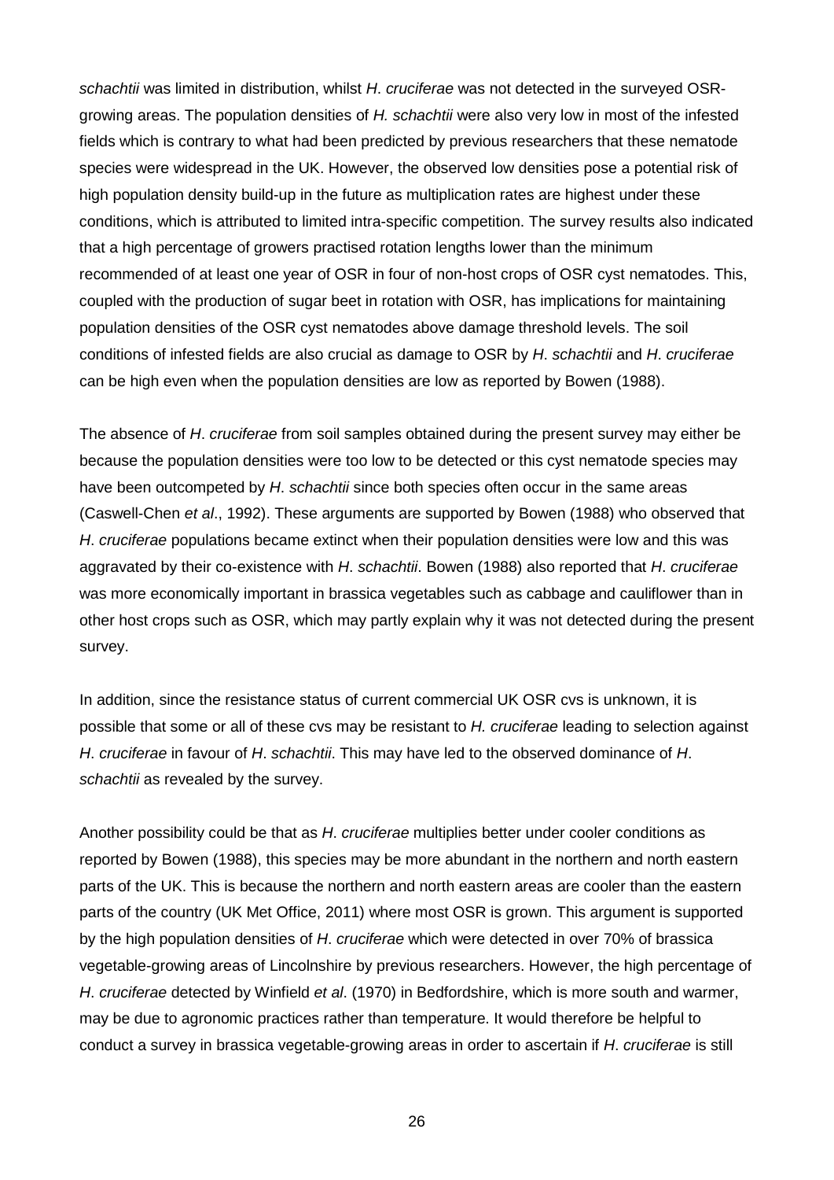*schachtii* was limited in distribution, whilst *H*. *cruciferae* was not detected in the surveyed OSR-growing areas. The population densities of *H. schachtii* were also very low in most of the infested fields which is contrary to what had been predicted by previous researchers that these nematode species were widespread in the UK. However, the observed low densities pose a potential risk of high population density build-up in the future as multiplication rates are highest under these conditions, which is attributed to limited intra-specific competition. The survey results also indicated that a high percentage of growers practised rotation lengths lower than the minimum recommended of at least one year of OSR in four of non-host crops of OSR cyst nematodes. This, coupled with the production of sugar beet in rotation with OSR, has implications for maintaining population densities of the OSR cyst nematodes above damage threshold levels. The soil conditions of infested fields are also crucial as damage to OSR by *H*. *schachtii* and *H*. *cruciferae* can be high even when the population densities are low as reported by Bowen (1988).

The absence of *H*. *cruciferae* from soil samples obtained during the present survey may either be because the population densities were too low to be detected or this cyst nematode species may have been outcompeted by *H*. *schachtii* since both species often occur in the same areas (Caswell-Chen *et al*., 1992). These arguments are supported by Bowen (1988) who observed that *H*. *cruciferae* populations became extinct when their population densities were low and this was aggravated by their co-existence with *H*. *schachtii*. Bowen (1988) also reported that *H*. *cruciferae* was more economically important in brassica vegetables such as cabbage and cauliflower than in other host crops such as OSR, which may partly explain why it was not detected during the present survey.

In addition, since the resistance status of current commercial UK OSR cvs is unknown, it is possible that some or all of these cvs may be resistant to *H. cruciferae* leading to selection against *H*. *cruciferae* in favour of *H*. *schachtii*. This may have led to the observed dominance of *H*. *schachtii* as revealed by the survey.

Another possibility could be that as *H*. *cruciferae* multiplies better under cooler conditions as reported by Bowen (1988), this species may be more abundant in the northern and north eastern parts of the UK. This is because the northern and north eastern areas are cooler than the eastern parts of the country (UK Met Office, 2011) where most OSR is grown. This argument is supported by the high population densities of *H*. *cruciferae* which were detected in over 70% of brassica vegetable-growing areas of Lincolnshire by previous researchers. However, the high percentage of *H*. *cruciferae* detected by Winfield *et al*. (1970) in Bedfordshire, which is more south and warmer, may be due to agronomic practices rather than temperature. It would therefore be helpful to conduct a survey in brassica vegetable-growing areas in order to ascertain if *H*. *cruciferae* is still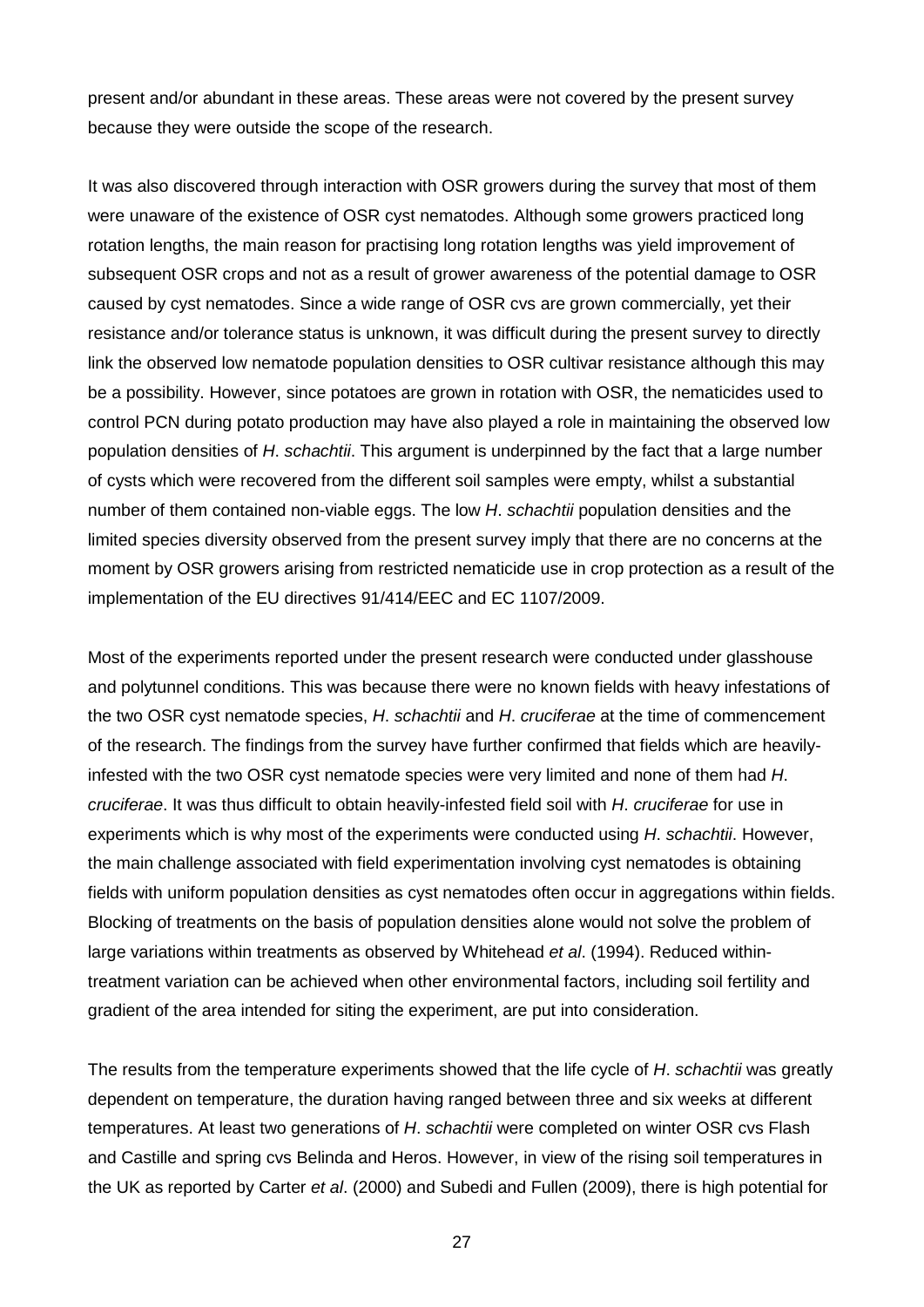present and/or abundant in these areas. These areas were not covered by the present survey because they were outside the scope of the research.

It was also discovered through interaction with OSR growers during the survey that most of them were unaware of the existence of OSR cyst nematodes. Although some growers practiced long rotation lengths, the main reason for practising long rotation lengths was yield improvement of subsequent OSR crops and not as a result of grower awareness of the potential damage to OSR caused by cyst nematodes. Since a wide range of OSR cvs are grown commercially, yet their resistance and/or tolerance status is unknown, it was difficult during the present survey to directly link the observed low nematode population densities to OSR cultivar resistance although this may be a possibility. However, since potatoes are grown in rotation with OSR, the nematicides used to control PCN during potato production may have also played a role in maintaining the observed low population densities of *H*. *schachtii*. This argument is underpinned by the fact that a large number of cysts which were recovered from the different soil samples were empty, whilst a substantial number of them contained non-viable eggs. The low *H*. *schachtii* population densities and the limited species diversity observed from the present survey imply that there are no concerns at the moment by OSR growers arising from restricted nematicide use in crop protection as a result of the implementation of the EU directives 91/414/EEC and EC 1107/2009.

Most of the experiments reported under the present research were conducted under glasshouse and polytunnel conditions. This was because there were no known fields with heavy infestations of the two OSR cyst nematode species, *H*. *schachtii* and *H*. *cruciferae* at the time of commencement of the research. The findings from the survey have further confirmed that fields which are heavily-infested with the two OSR cyst nematode species were very limited and none of them had *H*. *cruciferae*. It was thus difficult to obtain heavily-infested field soil with *H*. *cruciferae* for use in experiments which is why most of the experiments were conducted using *H*. *schachtii*. However, the main challenge associated with field experimentation involving cyst nematodes is obtaining fields with uniform population densities as cyst nematodes often occur in aggregations within fields. Blocking of treatments on the basis of population densities alone would not solve the problem of large variations within treatments as observed by Whitehead *et al*. (1994). Reduced within-treatment variation can be achieved when other environmental factors, including soil fertility and gradient of the area intended for siting the experiment, are put into consideration.

The results from the temperature experiments showed that the life cycle of *H*. *schachtii* was greatly dependent on temperature, the duration having ranged between three and six weeks at different temperatures. At least two generations of *H*. *schachtii* were completed on winter OSR cvs Flash and Castille and spring cvs Belinda and Heros. However, in view of the rising soil temperatures in the UK as reported by Carter *et al*. (2000) and Subedi and Fullen (2009), there is high potential for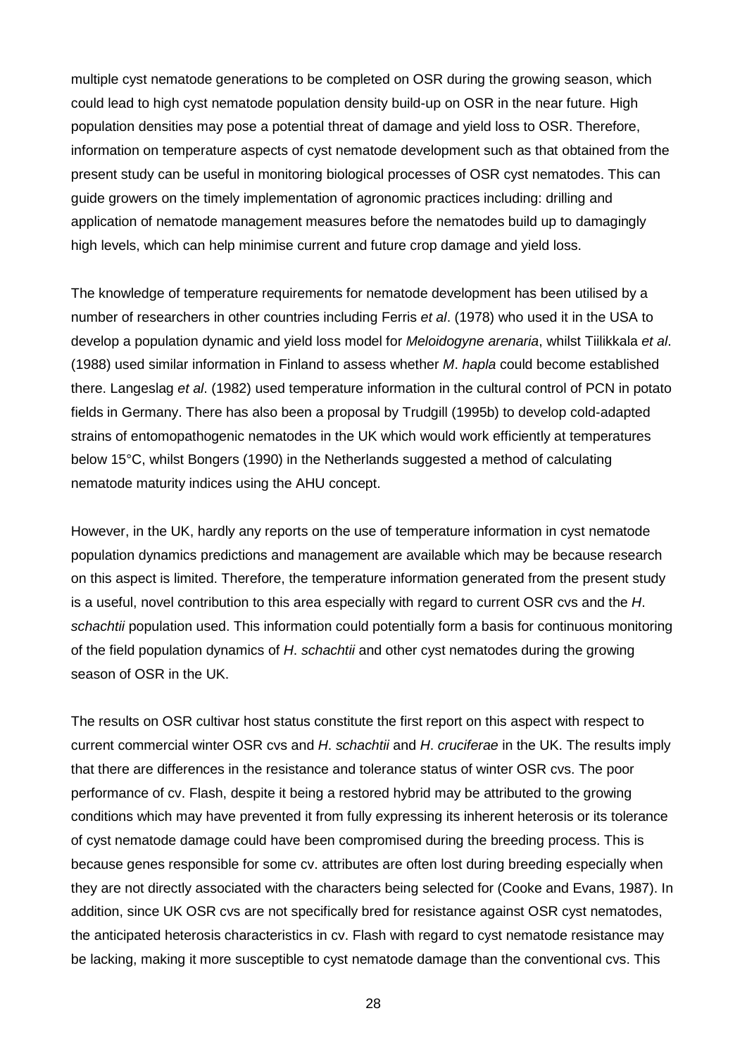multiple cyst nematode generations to be completed on OSR during the growing season, which could lead to high cyst nematode population density build-up on OSR in the near future. High population densities may pose a potential threat of damage and yield loss to OSR. Therefore, information on temperature aspects of cyst nematode development such as that obtained from the present study can be useful in monitoring biological processes of OSR cyst nematodes. This can guide growers on the timely implementation of agronomic practices including: drilling and application of nematode management measures before the nematodes build up to damagingly high levels, which can help minimise current and future crop damage and yield loss.

The knowledge of temperature requirements for nematode development has been utilised by a number of researchers in other countries including Ferris *et al*. (1978) who used it in the USA to develop a population dynamic and yield loss model for *Meloidogyne arenaria*, whilst Tiilikkala *et al*. (1988) used similar information in Finland to assess whether *M*. *hapla* could become established there. Langeslag *et al*. (1982) used temperature information in the cultural control of PCN in potato fields in Germany. There has also been a proposal by Trudgill (1995b) to develop cold-adapted strains of entomopathogenic nematodes in the UK which would work efficiently at temperatures below 15°C, whilst Bongers (1990) in the Netherlands suggested a method of calculating nematode maturity indices using the AHU concept.

However, in the UK, hardly any reports on the use of temperature information in cyst nematode population dynamics predictions and management are available which may be because research on this aspect is limited. Therefore, the temperature information generated from the present study is a useful, novel contribution to this area especially with regard to current OSR cvs and the *H*. *schachtii* population used. This information could potentially form a basis for continuous monitoring of the field population dynamics of *H*. *schachtii* and other cyst nematodes during the growing season of OSR in the UK.

The results on OSR cultivar host status constitute the first report on this aspect with respect to current commercial winter OSR cvs and *H*. *schachtii* and *H*. *cruciferae* in the UK. The results imply that there are differences in the resistance and tolerance status of winter OSR cvs. The poor performance of cv. Flash, despite it being a restored hybrid may be attributed to the growing conditions which may have prevented it from fully expressing its inherent heterosis or its tolerance of cyst nematode damage could have been compromised during the breeding process. This is because genes responsible for some cv. attributes are often lost during breeding especially when they are not directly associated with the characters being selected for (Cooke and Evans, 1987). In addition, since UK OSR cvs are not specifically bred for resistance against OSR cyst nematodes, the anticipated heterosis characteristics in cv. Flash with regard to cyst nematode resistance may be lacking, making it more susceptible to cyst nematode damage than the conventional cvs. This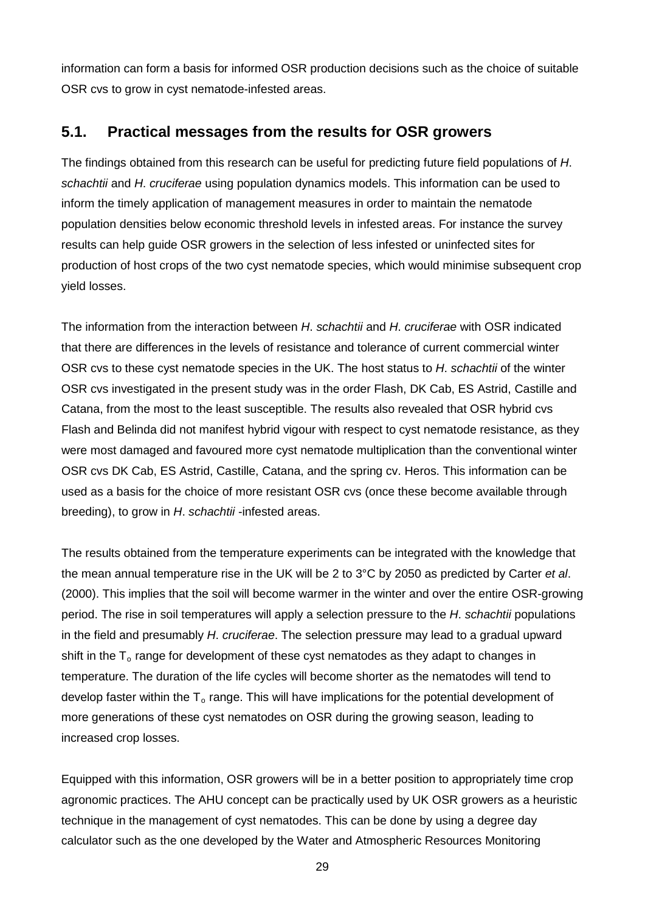information can form a basis for informed OSR production decisions such as the choice of suitable OSR cvs to grow in cyst nematode-infested areas.

## 5.1. Practical messages from the results for OSR growers

The findings obtained from this research can be useful for predicting future field populations of *H. schachtii* and *H. cruciferae* using population dynamics models. This information can be used to inform the timely application of management measures in order to maintain the nematode population densities below economic threshold levels in infested areas. For instance the survey results can help guide OSR growers in the selection of less infested or uninfected sites for production of host crops of the two cyst nematode species, which would minimise subsequent crop yield losses.

The information from the interaction between *H. schachtii* and *H. cruciferae* with OSR indicated that there are differences in the levels of resistance and tolerance of current commercial winter OSR cvs to these cyst nematode species in the UK. The host status to *H. schachtii* of the winter OSR cvs investigated in the present study was in the order Flash, DK Cab, ES Astrid, Castille and Catana, from the most to the least susceptible. The results also revealed that OSR hybrid cvs Flash and Belinda did not manifest hybrid vigour with respect to cyst nematode resistance, as they were most damaged and favoured more cyst nematode multiplication than the conventional winter OSR cvs DK Cab, ES Astrid, Castille, Catana, and the spring cv. Heros. This information can be used as a basis for the choice of more resistant OSR cvs (once these become available through breeding), to grow in *H. schachtii* -infested areas.

The results obtained from the temperature experiments can be integrated with the knowledge that the mean annual temperature rise in the UK will be 2 to 3°C by 2050 as predicted by Carter *et al*. (2000). This implies that the soil will become warmer in the winter and over the entire OSR-growing period. The rise in soil temperatures will apply a selection pressure to the *H. schachtii* populations in the field and presumably *H. cruciferae*. The selection pressure may lead to a gradual upward shift in the $T_o$ range for development of these cyst nematodes as they adapt to changes in temperature. The duration of the life cycles will become shorter as the nematodes will tend to develop faster within the $T_o$ range. This will have implications for the potential development of more generations of these cyst nematodes on OSR during the growing season, leading to increased crop losses.

Equipped with this information, OSR growers will be in a better position to appropriately time crop agronomic practices. The AHU concept can be practically used by UK OSR growers as a heuristic technique in the management of cyst nematodes. This can be done by using a degree day calculator such as the one developed by the Water and Atmospheric Resources Monitoring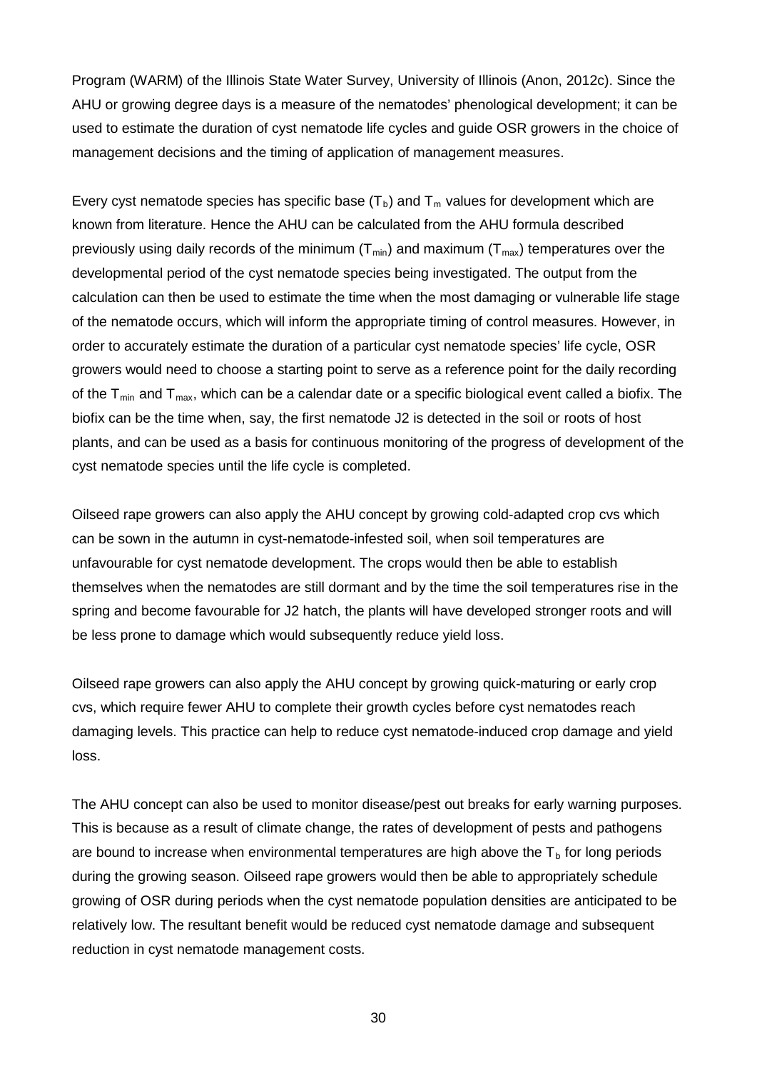Program (WARM) of the Illinois State Water Survey, University of Illinois (Anon, 2012c). Since the AHU or growing degree days is a measure of the nematodes' phenological development; it can be used to estimate the duration of cyst nematode life cycles and guide OSR growers in the choice of management decisions and the timing of application of management measures.

Every cyst nematode species has specific base ($T_b$) and $T_m$ values for development which are known from literature. Hence the AHU can be calculated from the AHU formula described previously using daily records of the minimum ($T_{min}$) and maximum ($T_{max}$) temperatures over the developmental period of the cyst nematode species being investigated. The output from the calculation can then be used to estimate the time when the most damaging or vulnerable life stage of the nematode occurs, which will inform the appropriate timing of control measures. However, in order to accurately estimate the duration of a particular cyst nematode species' life cycle, OSR growers would need to choose a starting point to serve as a reference point for the daily recording of the $T_{min}$ and $T_{max}$, which can be a calendar date or a specific biological event called a biofix. The biofix can be the time when, say, the first nematode J2 is detected in the soil or roots of host plants, and can be used as a basis for continuous monitoring of the progress of development of the cyst nematode species until the life cycle is completed.

Oilseed rape growers can also apply the AHU concept by growing cold-adapted crop cvs which can be sown in the autumn in cyst-nematode-infested soil, when soil temperatures are unfavourable for cyst nematode development. The crops would then be able to establish themselves when the nematodes are still dormant and by the time the soil temperatures rise in the spring and become favourable for J2 hatch, the plants will have developed stronger roots and will be less prone to damage which would subsequently reduce yield loss.

Oilseed rape growers can also apply the AHU concept by growing quick-maturing or early crop cvs, which require fewer AHU to complete their growth cycles before cyst nematodes reach damaging levels. This practice can help to reduce cyst nematode-induced crop damage and yield loss.

The AHU concept can also be used to monitor disease/pest out breaks for early warning purposes. This is because as a result of climate change, the rates of development of pests and pathogens are bound to increase when environmental temperatures are high above the $T_b$ for long periods during the growing season. Oilseed rape growers would then be able to appropriately schedule growing of OSR during periods when the cyst nematode population densities are anticipated to be relatively low. The resultant benefit would be reduced cyst nematode damage and subsequent reduction in cyst nematode management costs.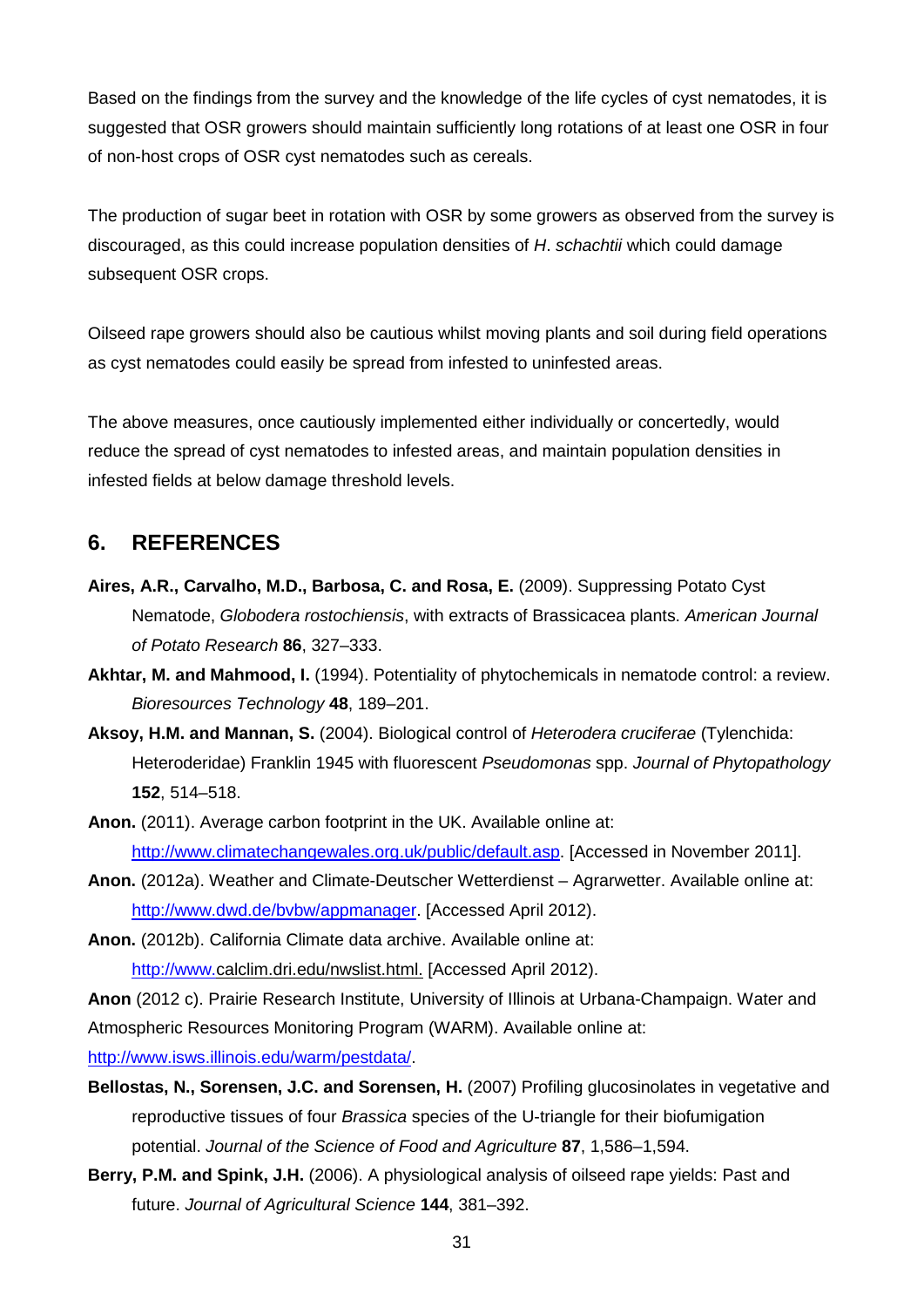Based on the findings from the survey and the knowledge of the life cycles of cyst nematodes, it is suggested that OSR growers should maintain sufficiently long rotations of at least one OSR in four of non-host crops of OSR cyst nematodes such as cereals.

The production of sugar beet in rotation with OSR by some growers as observed from the survey is discouraged, as this could increase population densities of *H*. *schachtii* which could damage subsequent OSR crops.

Oilseed rape growers should also be cautious whilst moving plants and soil during field operations as cyst nematodes could easily be spread from infested to uninfested areas.

The above measures, once cautiously implemented either individually or concertedly, would reduce the spread of cyst nematodes to infested areas, and maintain population densities in infested fields at below damage threshold levels.

## 6. REFERENCES

**Aires, A.R., Carvalho, M.D., Barbosa, C. and Rosa, E.** (2009). Suppressing Potato Cyst Nematode, *Globodera rostochiensis*, with extracts of Brassicacea plants. *American Journal of Potato Research* **86**, 327–333.

**Akhtar, M. and Mahmood, I.** (1994). Potentiality of phytochemicals in nematode control: a review. *Bioresources Technology* **48**, 189–201.

**Aksoy, H.M. and Mannan, S.** (2004). Biological control of *Heterodera cruciferae* (Tylenchida: Heteroderidae) Franklin 1945 with fluorescent *Pseudomonas* spp. *Journal of Phytopathology* **152**, 514–518.

**Anon.** (2011). Average carbon footprint in the UK. Available online at: http://www.climatechangewales.org.uk/public/default.asp. [Accessed in November 2011].

**Anon.** (2012a). Weather and Climate-Deutscher Wetterdienst – Agrarwetter. Available online at: http://www.dwd.de/bvbw/appmanager. [Accessed April 2012).

**Anon.** (2012b). California Climate data archive. Available online at: http://www.calclim.dri.edu/nwslist.html. [Accessed April 2012).

**Anon** (2012 c). Prairie Research Institute, University of Illinois at Urbana-Champaign. Water and Atmospheric Resources Monitoring Program (WARM). Available online at: http://www.isws.illinois.edu/warm/pestdata/.

**Bellostas, N., Sorensen, J.C. and Sorensen, H.** (2007) Profiling glucosinolates in vegetative and reproductive tissues of four *Brassica* species of the U-triangle for their biofumigation potential. *Journal of the Science of Food and Agriculture* **87**, 1,586–1,594.

**Berry, P.M. and Spink, J.H.** (2006). A physiological analysis of oilseed rape yields: Past and future. *Journal of Agricultural Science* **144**, 381–392.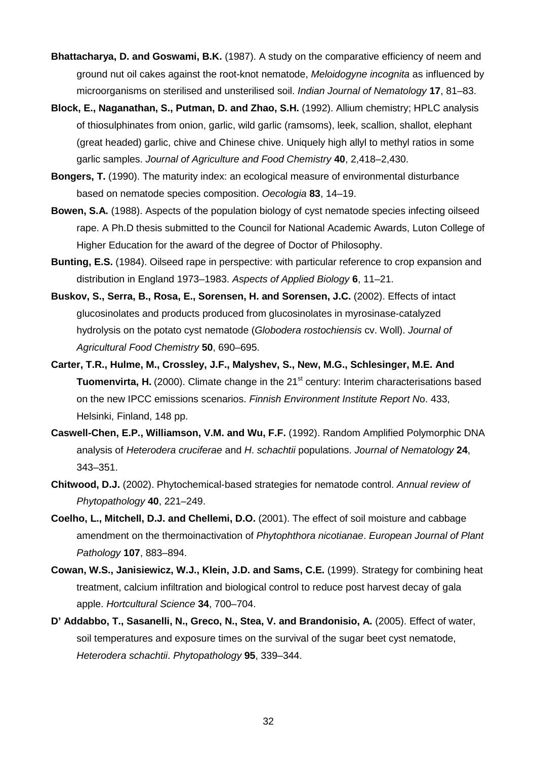**Bhattacharya, D. and Goswami, B.K.** (1987). A study on the comparative efficiency of neem and ground nut oil cakes against the root-knot nematode, *Meloidogyne incognita* as influenced by microorganisms on sterilised and unsterilised soil. *Indian Journal of Nematology* **17**, 81–83.

**Block, E., Naganathan, S., Putman, D. and Zhao, S.H.** (1992). Allium chemistry; HPLC analysis of thiosulphinates from onion, garlic, wild garlic (ramsoms), leek, scallion, shallot, elephant (great headed) garlic, chive and Chinese chive. Uniquely high allyl to methyl ratios in some garlic samples. *Journal of Agriculture and Food Chemistry* **40**, 2,418–2,430.

**Bongers, T.** (1990). The maturity index: an ecological measure of environmental disturbance based on nematode species composition. *Oecologia* **83**, 14–19.

**Bowen, S.A.** (1988). Aspects of the population biology of cyst nematode species infecting oilseed rape. A Ph.D thesis submitted to the Council for National Academic Awards, Luton College of Higher Education for the award of the degree of Doctor of Philosophy.

**Bunting, E.S.** (1984). Oilseed rape in perspective: with particular reference to crop expansion and distribution in England 1973–1983. *Aspects of Applied Biology* **6**, 11–21.

**Buskov, S., Serra, B., Rosa, E., Sorensen, H. and Sorensen, J.C.** (2002). Effects of intact glucosinolates and products produced from glucosinolates in myrosinase-catalyzed hydrolysis on the potato cyst nematode (*Globodera rostochiensis* cv. Woll). *Journal of Agricultural Food Chemistry* **50**, 690–695.

**Carter, T.R., Hulme, M., Crossley, J.F., Malyshev, S., New, M.G., Schlesinger, M.E. And Tuomenvirta, H.** (2000). Climate change in the 21st century: Interim characterisations based on the new IPCC emissions scenarios. *Finnish Environment Institute Report N*o. 433, Helsinki, Finland, 148 pp.

**Caswell-Chen, E.P., Williamson, V.M. and Wu, F.F.** (1992). Random Amplified Polymorphic DNA analysis of *Heterodera cruciferae* and *H*. *schachtii* populations. *Journal of Nematology* **24**, 343–351.

**Chitwood, D.J.** (2002). Phytochemical-based strategies for nematode control. *Annual review of Phytopathology* **40**, 221–249.

**Coelho, L., Mitchell, D.J. and Chellemi, D.O.** (2001). The effect of soil moisture and cabbage amendment on the thermoinactivation of *Phytophthora nicotianae*. *European Journal of Plant Pathology* **107**, 883–894.

**Cowan, W.S., Janisiewicz, W.J., Klein, J.D. and Sams, C.E.** (1999). Strategy for combining heat treatment, calcium infiltration and biological control to reduce post harvest decay of gala apple. *Hortcultural Science* **34**, 700–704.

**D' Addabbo, T., Sasanelli, N., Greco, N., Stea, V. and Brandonisio, A.** (2005). Effect of water, soil temperatures and exposure times on the survival of the sugar beet cyst nematode, *Heterodera schachtii*. *Phytopathology* **95**, 339–344.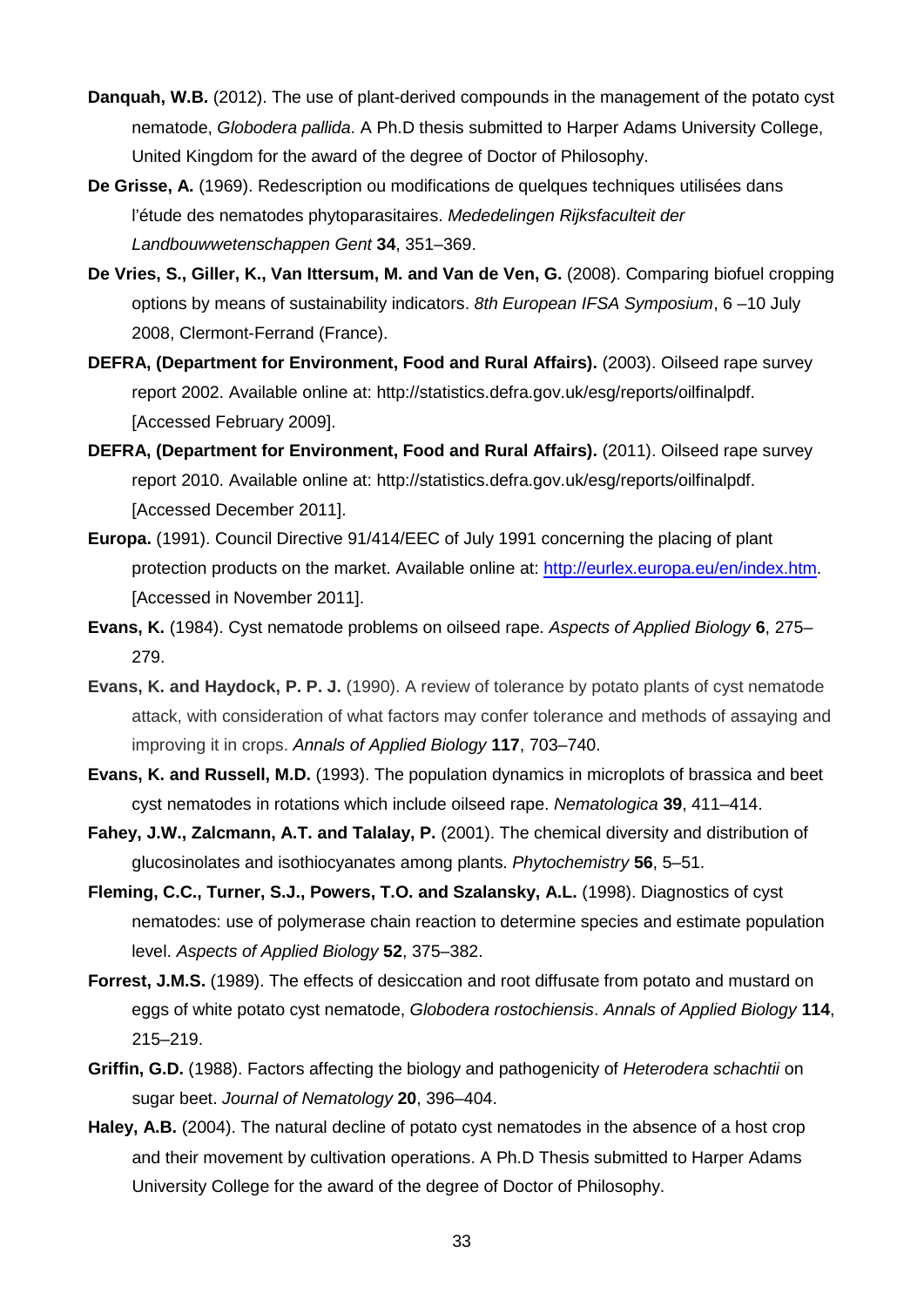**Danquah, W.B.** (2012). The use of plant-derived compounds in the management of the potato cyst nematode, *Globodera pallida*. A Ph.D thesis submitted to Harper Adams University College, United Kingdom for the award of the degree of Doctor of Philosophy.

**De Grisse, A.** (1969). Redescription ou modifications de quelques techniques utilisées dans l'étude des nematodes phytoparasitaires. *Mededelingen Rijksfaculteit der Landbouwwetenschappen Gent* **34**, 351–369.

**De Vries, S., Giller, K., Van Ittersum, M. and Van de Ven, G.** (2008). Comparing biofuel cropping options by means of sustainability indicators. *8th European IFSA Symposium*, 6 –10 July 2008, Clermont-Ferrand (France).

**DEFRA, (Department for Environment, Food and Rural Affairs).** (2003). Oilseed rape survey report 2002. Available online at: http://statistics.defra.gov.uk/esg/reports/oilfinalpdf. [Accessed February 2009].

**DEFRA, (Department for Environment, Food and Rural Affairs).** (2011). Oilseed rape survey report 2010. Available online at: http://statistics.defra.gov.uk/esg/reports/oilfinalpdf. [Accessed December 2011].

**Europa.** (1991). Council Directive 91/414/EEC of July 1991 concerning the placing of plant protection products on the market. Available online at: http://eurlex.europa.eu/en/index.htm. [Accessed in November 2011].

**Evans, K.** (1984). Cyst nematode problems on oilseed rape. *Aspects of Applied Biology* **6**, 275–279.

**Evans, K. and Haydock, P. P. J.** (1990). A review of tolerance by potato plants of cyst nematode attack, with consideration of what factors may confer tolerance and methods of assaying and improving it in crops. *Annals of Applied Biology* **117**, 703–740.

**Evans, K. and Russell, M.D.** (1993). The population dynamics in microplots of brassica and beet cyst nematodes in rotations which include oilseed rape. *Nematologica* **39**, 411–414.

**Fahey, J.W., Zalcmann, A.T. and Talalay, P.** (2001). The chemical diversity and distribution of glucosinolates and isothiocyanates among plants. *Phytochemistry* **56**, 5–51.

**Fleming, C.C., Turner, S.J., Powers, T.O. and Szalansky, A.L.** (1998). Diagnostics of cyst nematodes: use of polymerase chain reaction to determine species and estimate population level. *Aspects of Applied Biology* **52**, 375–382.

**Forrest, J.M.S.** (1989). The effects of desiccation and root diffusate from potato and mustard on eggs of white potato cyst nematode, *Globodera rostochiensis*. *Annals of Applied Biology* **114**, 215–219.

**Griffin, G.D.** (1988). Factors affecting the biology and pathogenicity of *Heterodera schachtii* on sugar beet. *Journal of Nematology* **20**, 396–404.

**Haley, A.B.** (2004). The natural decline of potato cyst nematodes in the absence of a host crop and their movement by cultivation operations. A Ph.D Thesis submitted to Harper Adams University College for the award of the degree of Doctor of Philosophy.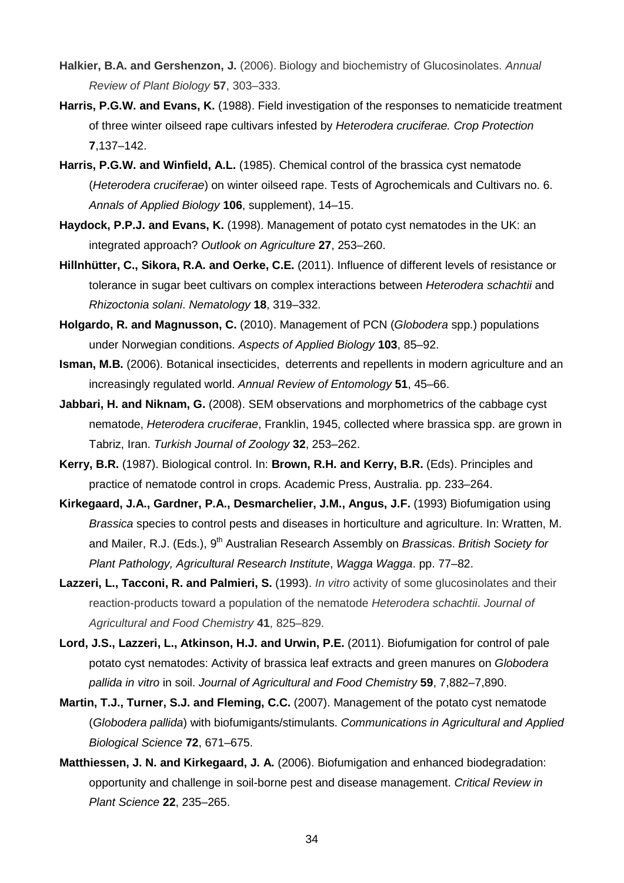**Halkier, B.A. and Gershenzon, J.** (2006). Biology and biochemistry of Glucosinolates. *Annual Review of Plant Biology* **57**, 303–333.

**Harris, P.G.W. and Evans, K.** (1988). Field investigation of the responses to nematicide treatment of three winter oilseed rape cultivars infested by *Heterodera cruciferae. Crop Protection* **7**,137–142.

**Harris, P.G.W. and Winfield, A.L.** (1985). Chemical control of the brassica cyst nematode (*Heterodera cruciferae*) on winter oilseed rape. Tests of Agrochemicals and Cultivars no. 6. *Annals of Applied Biology* **106**, supplement), 14–15.

**Haydock, P.P.J. and Evans, K.** (1998). Management of potato cyst nematodes in the UK: an integrated approach? *Outlook on Agriculture* **27**, 253–260.

**Hillnhütter, C., Sikora, R.A. and Oerke, C.E.** (2011). Influence of different levels of resistance or tolerance in sugar beet cultivars on complex interactions between *Heterodera schachtii* and *Rhizoctonia solani*. *Nematology* **18**, 319–332.

**Holgardo, R. and Magnusson, C.** (2010). Management of PCN (*Globodera* spp.) populations under Norwegian conditions. *Aspects of Applied Biology* **103**, 85–92.

**Isman, M.B.** (2006). Botanical insecticides, deterrents and repellents in modern agriculture and an increasingly regulated world. *Annual Review of Entomology* **51**, 45–66.

**Jabbari, H. and Niknam, G.** (2008). SEM observations and morphometrics of the cabbage cyst nematode, *Heterodera cruciferae*, Franklin, 1945, collected where brassica spp. are grown in Tabriz, Iran. *Turkish Journal of Zoology* **32**, 253–262.

**Kerry, B.R.** (1987). Biological control. In: **Brown, R.H. and Kerry, B.R.** (Eds). Principles and practice of nematode control in crops. Academic Press, Australia. pp. 233–264.

**Kirkegaard, J.A., Gardner, P.A., Desmarchelier, J.M., Angus, J.F.** (1993) Biofumigation using *Brassica* species to control pests and diseases in horticulture and agriculture. In: Wratten, M. and Mailer, R.J. (Eds.), 9th Australian Research Assembly on *Brassica*s. *British Society for Plant Pathology, Agricultural Research Institute*, *Wagga Wagga*. pp. 77–82.

**Lazzeri, L., Tacconi, R. and Palmieri, S.** (1993). *In vitro* activity of some glucosinolates and their reaction-products toward a population of the nematode *Heterodera schachtii*. *Journal of Agricultural and Food Chemistry* **41**, 825–829.

**Lord, J.S., Lazzeri, L., Atkinson, H.J. and Urwin, P.E.** (2011). Biofumigation for control of pale potato cyst nematodes: Activity of brassica leaf extracts and green manures on *Globodera pallida in vitro* in soil. *Journal of Agricultural and Food Chemistry* **59**, 7,882–7,890.

**Martin, T.J., Turner, S.J. and Fleming, C.C.** (2007). Management of the potato cyst nematode (*Globodera pallida*) with biofumigants/stimulants. *Communications in Agricultural and Applied Biological Science* **72**, 671–675.

**Matthiessen, J. N. and Kirkegaard, J. A.** (2006). Biofumigation and enhanced biodegradation: opportunity and challenge in soil-borne pest and disease management. *Critical Review in Plant Science* **22**, 235–265.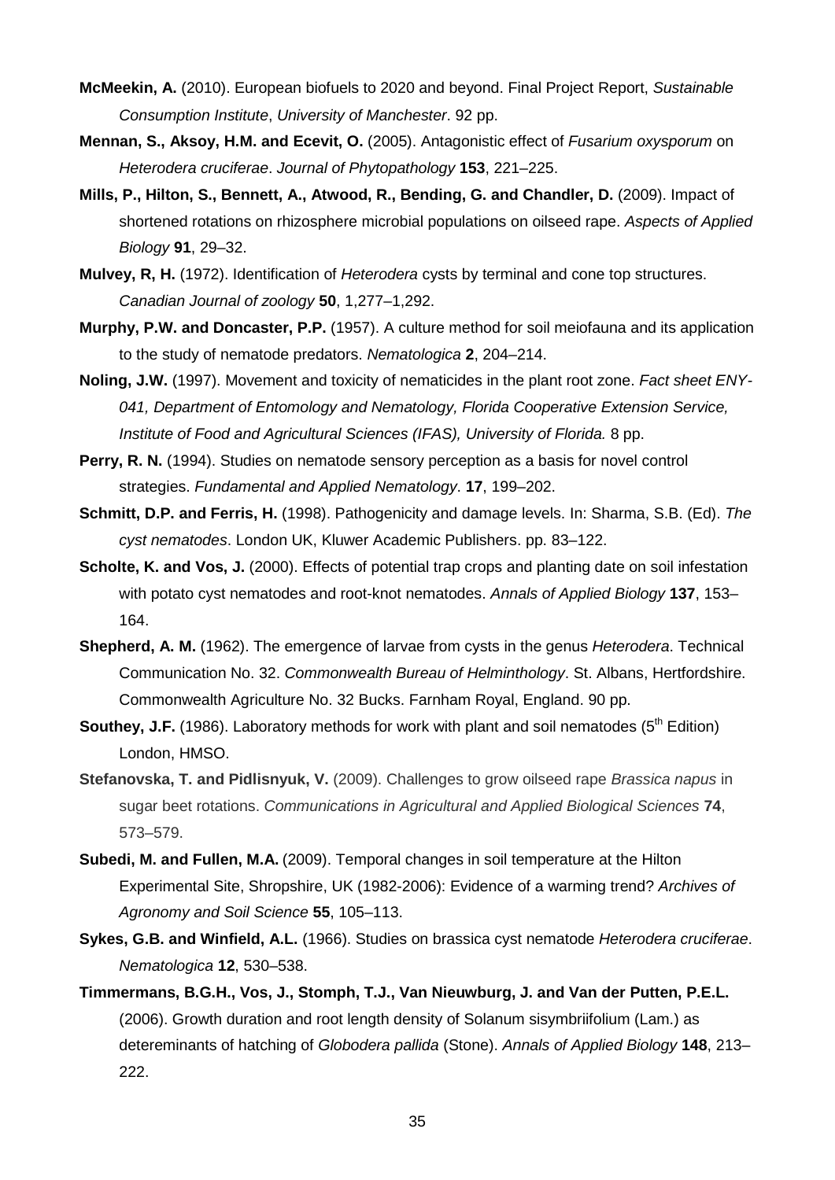**McMeekin, A.** (2010). European biofuels to 2020 and beyond. Final Project Report, *Sustainable Consumption Institute*, *University of Manchester*. 92 pp.

**Mennan, S., Aksoy, H.M. and Ecevit, O.** (2005). Antagonistic effect of *Fusarium oxysporum* on *Heterodera cruciferae*. *Journal of Phytopathology* **153**, 221–225.

**Mills, P., Hilton, S., Bennett, A., Atwood, R., Bending, G. and Chandler, D.** (2009). Impact of shortened rotations on rhizosphere microbial populations on oilseed rape. *Aspects of Applied Biology* **91**, 29–32.

**Mulvey, R, H.** (1972). Identification of *Heterodera* cysts by terminal and cone top structures. *Canadian Journal of zoology* **50**, 1,277–1,292.

**Murphy, P.W. and Doncaster, P.P.** (1957). A culture method for soil meiofauna and its application to the study of nematode predators. *Nematologica* **2**, 204–214.

**Noling, J.W.** (1997). Movement and toxicity of nematicides in the plant root zone. *Fact sheet ENY-041, Department of Entomology and Nematology, Florida Cooperative Extension Service, Institute of Food and Agricultural Sciences (IFAS), University of Florida.* 8 pp.

**Perry, R. N.** (1994). Studies on nematode sensory perception as a basis for novel control strategies. *Fundamental and Applied Nematology*. **17**, 199–202.

**Schmitt, D.P. and Ferris, H.** (1998). Pathogenicity and damage levels. In: Sharma, S.B. (Ed). *The cyst nematodes*. London UK, Kluwer Academic Publishers. pp. 83–122.

**Scholte, K. and Vos, J.** (2000). Effects of potential trap crops and planting date on soil infestation with potato cyst nematodes and root-knot nematodes. *Annals of Applied Biology* **137**, 153–164.

**Shepherd, A. M.** (1962). The emergence of larvae from cysts in the genus *Heterodera*. Technical Communication No. 32. *Commonwealth Bureau of Helminthology*. St. Albans, Hertfordshire. Commonwealth Agriculture No. 32 Bucks. Farnham Royal, England. 90 pp.

**Southey, J.F.** (1986). Laboratory methods for work with plant and soil nematodes (5th Edition) London, HMSO.

**Stefanovska, T. and Pidlisnyuk, V.** (2009). Challenges to grow oilseed rape *Brassica napus* in sugar beet rotations. *Communications in Agricultural and Applied Biological Sciences* **74**, 573–579.

**Subedi, M. and Fullen, M.A.** (2009). Temporal changes in soil temperature at the Hilton Experimental Site, Shropshire, UK (1982-2006): Evidence of a warming trend? *Archives of Agronomy and Soil Science* **55**, 105–113.

**Sykes, G.B. and Winfield, A.L.** (1966). Studies on brassica cyst nematode *Heterodera cruciferae*. *Nematologica* **12**, 530–538.

**Timmermans, B.G.H., Vos, J., Stomph, T.J., Van Nieuwburg, J. and Van der Putten, P.E.L.** (2006). Growth duration and root length density of Solanum sisymbriifolium (Lam.) as detereminants of hatching of *Globodera pallida* (Stone). *Annals of Applied Biology* **148**, 213–222.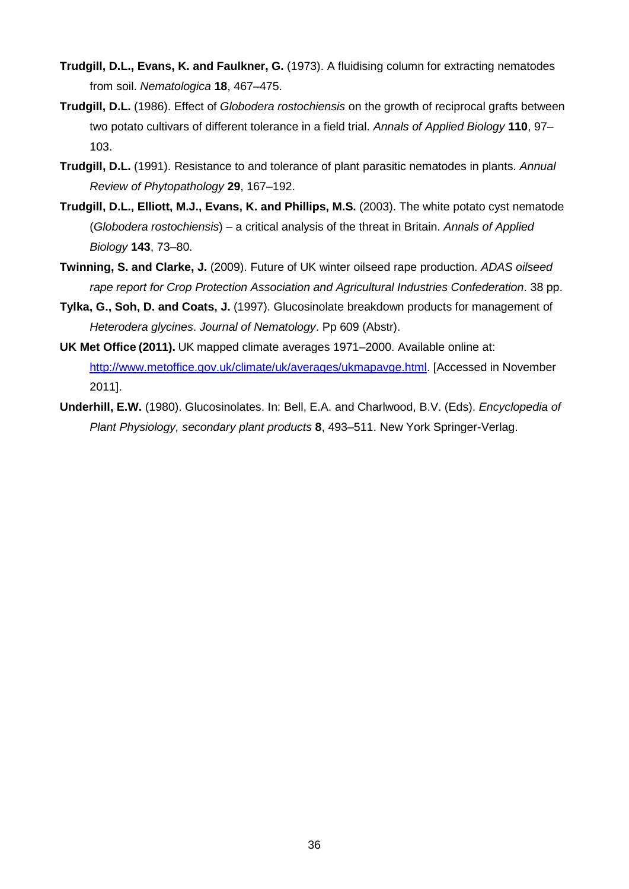**Trudgill, D.L., Evans, K. and Faulkner, G.** (1973). A fluidising column for extracting nematodes from soil. *Nematologica* **18**, 467–475.

**Trudgill, D.L.** (1986). Effect of *Globodera rostochiensis* on the growth of reciprocal grafts between two potato cultivars of different tolerance in a field trial. *Annals of Applied Biology* **110**, 97–103.

**Trudgill, D.L.** (1991). Resistance to and tolerance of plant parasitic nematodes in plants. *Annual Review of Phytopathology* **29**, 167–192.

**Trudgill, D.L., Elliott, M.J., Evans, K. and Phillips, M.S.** (2003). The white potato cyst nematode (*Globodera rostochiensis*) – a critical analysis of the threat in Britain. *Annals of Applied Biology* **143**, 73–80.

**Twinning, S. and Clarke, J.** (2009). Future of UK winter oilseed rape production. *ADAS oilseed rape report for Crop Protection Association and Agricultural Industries Confederation*. 38 pp.

**Tylka, G., Soh, D. and Coats, J.** (1997). Glucosinolate breakdown products for management of *Heterodera glycines*. *Journal of Nematology*. Pp 609 (Abstr).

**UK Met Office (2011).** UK mapped climate averages 1971–2000. Available online at: http://www.metoffice.gov.uk/climate/uk/averages/ukmapavge.html. [Accessed in November 2011].

**Underhill, E.W.** (1980). Glucosinolates. In: Bell, E.A. and Charlwood, B.V. (Eds). *Encyclopedia of Plant Physiology, secondary plant products* **8**, 493–511. New York Springer-Verlag.